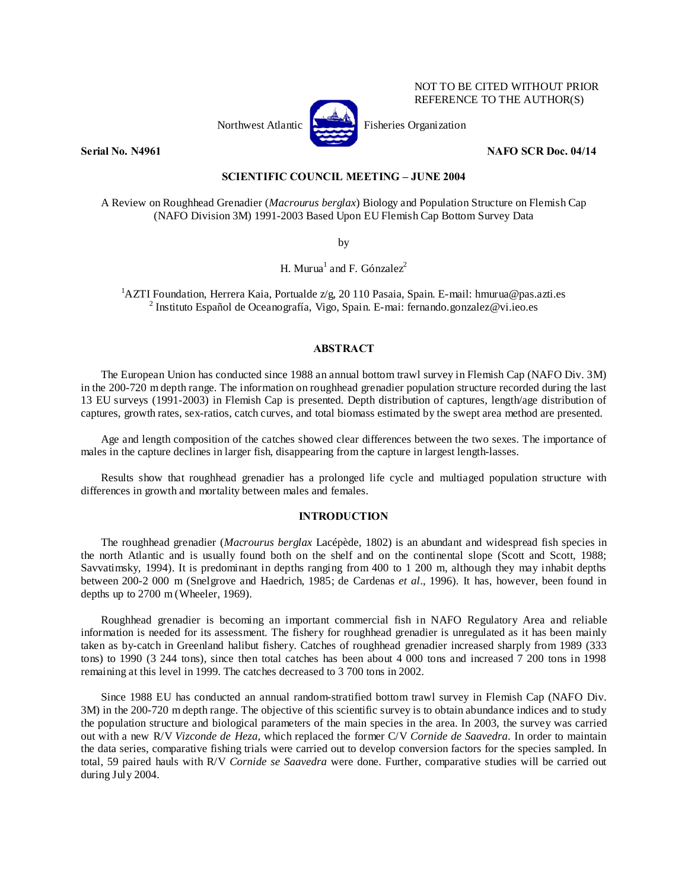NOT TO BE CITED WITHOUT PRIOR REFERENCE TO THE AUTHOR(S)

Northwest Atlantic Fisheries Organization

**Serial No. N4961** **NAFO SCR Doc. 04/14**

**SCIENTIFIC COUNCIL MEETING – JUNE 2004**

# A Review on Roughhead Grenadier (*Macrourus berglax*) Biology and Population Structure on Flemish Cap (NAFO Division 3M) 1991-2003 Based Upon EU Flemish Cap Bottom Survey Data

by

H. Murua[1] and F. Gónzalez[2]

[1]AZTI Foundation, Herrera Kaia, Portualde z/g, 20 110 Pasaia, Spain. E-mail: hmurua@pas.azti.es
[2] Instituto Español de Oceanografía, Vigo, Spain. E-mai: fernando.gonzalez@vi.ieo.es

## ABSTRACT

The European Union has conducted since 1988 an annual bottom trawl survey in Flemish Cap (NAFO Div. 3M) in the 200-720 m depth range. The information on roughhead grenadier population structure recorded during the last 13 EU surveys (1991-2003) in Flemish Cap is presented. Depth distribution of captures, length/age distribution of captures, growth rates, sex-ratios, catch curves, and total biomass estimated by the swept area method are presented.

Age and length composition of the catches showed clear differences between the two sexes. The importance of males in the capture declines in larger fish, disappearing from the capture in largest length-lasses.

Results show that roughhead grenadier has a prolonged life cycle and multiaged population structure with differences in growth and mortality between males and females.

## INTRODUCTION

The roughhead grenadier (*Macrourus berglax* Lacépède, 1802) is an abundant and widespread fish species in the north Atlantic and is usually found both on the shelf and on the continental slope (Scott and Scott, 1988; Savvatimsky, 1994). It is predominant in depths ranging from 400 to 1 200 m, although they may inhabit depths between 200-2 000 m (Snelgrove and Haedrich, 1985; de Cardenas *et al*., 1996). It has, however, been found in depths up to 2700 m (Wheeler, 1969).

Roughhead grenadier is becoming an important commercial fish in NAFO Regulatory Area and reliable information is needed for its assessment. The fishery for roughhead grenadier is unregulated as it has been mainly taken as by-catch in Greenland halibut fishery. Catches of roughhead grenadier increased sharply from 1989 (333 tons) to 1990 (3 244 tons), since then total catches has been about 4 000 tons and increased 7 200 tons in 1998 remaining at this level in 1999. The catches decreased to 3 700 tons in 2002.

Since 1988 EU has conducted an annual random-stratified bottom trawl survey in Flemish Cap (NAFO Div. 3M) in the 200-720 m depth range. The objective of this scientific survey is to obtain abundance indices and to study the population structure and biological parameters of the main species in the area. In 2003, the survey was carried out with a new R/V *Vizconde de Heza*, which replaced the former C/V *Cornide de Saavedra*. In order to maintain the data series, comparative fishing trials were carried out to develop conversion factors for the species sampled. In total, 59 paired hauls with R/V *Cornide se Saavedra* were done. Further, comparative studies will be carried out during July 2004.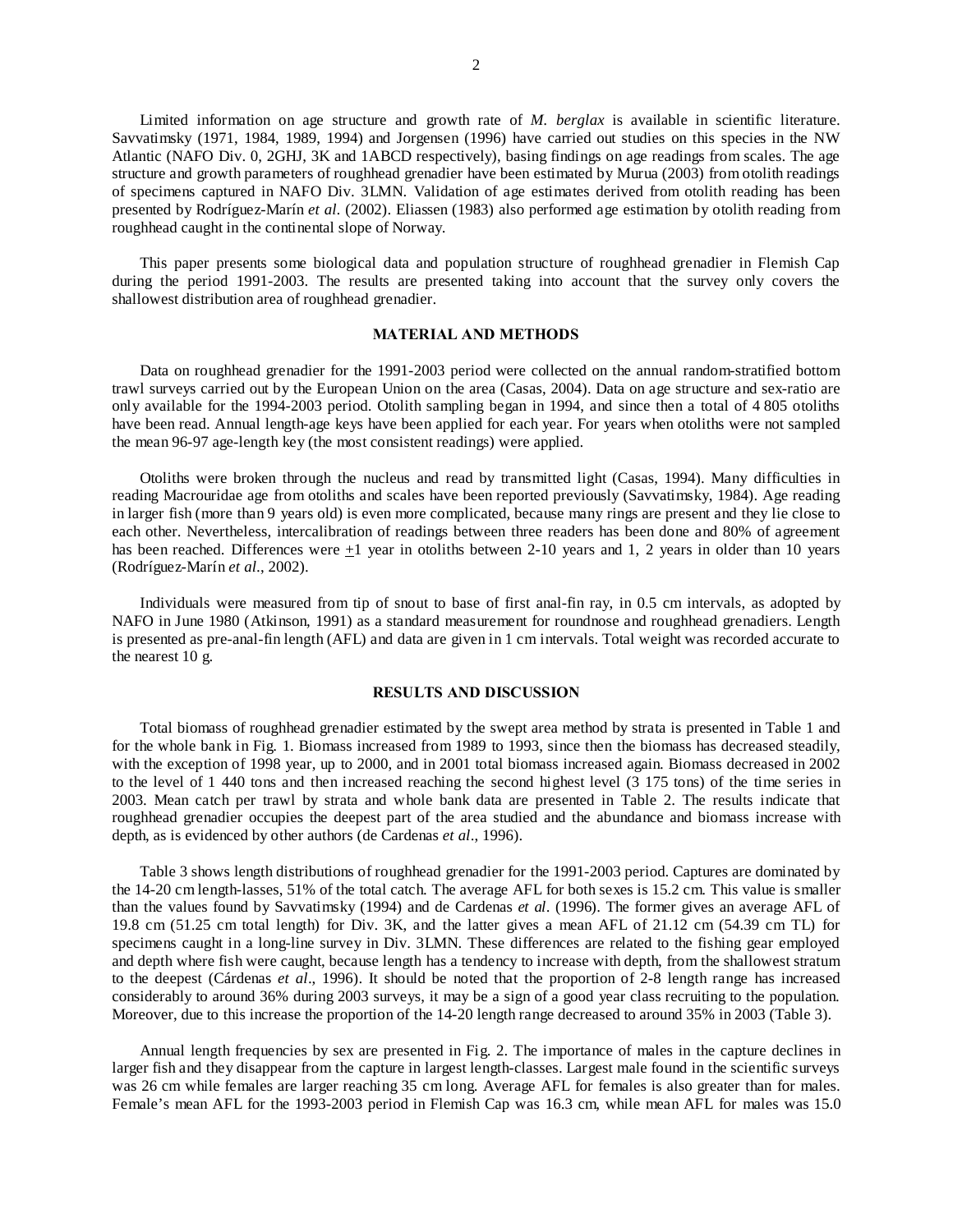Limited information on age structure and growth rate of *M. berglax* is available in scientific literature. Savvatimsky (1971, 1984, 1989, 1994) and Jorgensen (1996) have carried out studies on this species in the NW Atlantic (NAFO Div. 0, 2GHJ, 3K and 1ABCD respectively), basing findings on age readings from scales. The age structure and growth parameters of roughhead grenadier have been estimated by Murua (2003) from otolith readings of specimens captured in NAFO Div. 3LMN. Validation of age estimates derived from otolith reading has been presented by Rodríguez-Marín *et al.* (2002). Eliassen (1983) also performed age estimation by otolith reading from roughhead caught in the continental slope of Norway.

This paper presents some biological data and population structure of roughhead grenadier in Flemish Cap during the period 1991-2003. The results are presented taking into account that the survey only covers the shallowest distribution area of roughhead grenadier.

## MATERIAL AND METHODS

Data on roughhead grenadier for the 1991-2003 period were collected on the annual random-stratified bottom trawl surveys carried out by the European Union on the area (Casas, 2004). Data on age structure and sex-ratio are only available for the 1994-2003 period. Otolith sampling began in 1994, and since then a total of 4 805 otoliths have been read. Annual length-age keys have been applied for each year. For years when otoliths were not sampled the mean 96-97 age-length key (the most consistent readings) were applied.

Otoliths were broken through the nucleus and read by transmitted light (Casas, 1994). Many difficulties in reading Macrouridae age from otoliths and scales have been reported previously (Savvatimsky, 1984). Age reading in larger fish (more than 9 years old) is even more complicated, because many rings are present and they lie close to each other. Nevertheless, intercalibration of readings between three readers has been done and 80% of agreement has been reached. Differences were ±1 year in otoliths between 2-10 years and 1, 2 years in older than 10 years (Rodríguez-Marín *et al*., 2002).

Individuals were measured from tip of snout to base of first anal-fin ray, in 0.5 cm intervals, as adopted by NAFO in June 1980 (Atkinson, 1991) as a standard measurement for roundnose and roughhead grenadiers. Length is presented as pre-anal-fin length (AFL) and data are given in 1 cm intervals. Total weight was recorded accurate to the nearest 10 g.

## RESULTS AND DISCUSSION

Total biomass of roughhead grenadier estimated by the swept area method by strata is presented in Table 1 and for the whole bank in Fig. 1. Biomass increased from 1989 to 1993, since then the biomass has decreased steadily, with the exception of 1998 year, up to 2000, and in 2001 total biomass increased again. Biomass decreased in 2002 to the level of 1 440 tons and then increased reaching the second highest level (3 175 tons) of the time series in 2003. Mean catch per trawl by strata and whole bank data are presented in Table 2. The results indicate that roughhead grenadier occupies the deepest part of the area studied and the abundance and biomass increase with depth, as is evidenced by other authors (de Cardenas *et al*., 1996).

Table 3 shows length distributions of roughhead grenadier for the 1991-2003 period. Captures are dominated by the 14-20 cm length-lasses, 51% of the total catch. The average AFL for both sexes is 15.2 cm. This value is smaller than the values found by Savvatimsky (1994) and de Cardenas *et al*. (1996). The former gives an average AFL of 19.8 cm (51.25 cm total length) for Div. 3K, and the latter gives a mean AFL of 21.12 cm (54.39 cm TL) for specimens caught in a long-line survey in Div. 3LMN. These differences are related to the fishing gear employed and depth where fish were caught, because length has a tendency to increase with depth, from the shallowest stratum to the deepest (Cárdenas *et al*., 1996). It should be noted that the proportion of 2-8 length range has increased considerably to around 36% during 2003 surveys, it may be a sign of a good year class recruiting to the population. Moreover, due to this increase the proportion of the 14-20 length range decreased to around 35% in 2003 (Table 3).

Annual length frequencies by sex are presented in Fig. 2. The importance of males in the capture declines in larger fish and they disappear from the capture in largest length-classes. Largest male found in the scientific surveys was 26 cm while females are larger reaching 35 cm long. Average AFL for females is also greater than for males. Female's mean AFL for the 1993-2003 period in Flemish Cap was 16.3 cm, while mean AFL for males was 15.0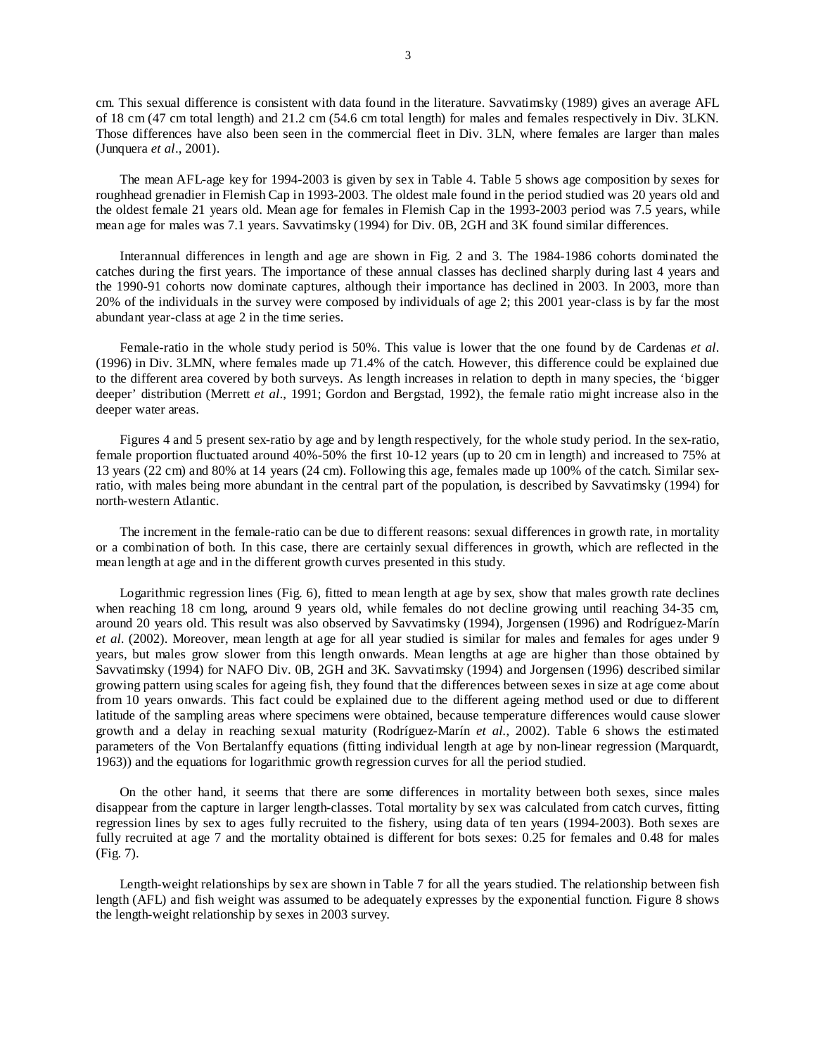cm. This sexual difference is consistent with data found in the literature. Savvatimsky (1989) gives an average AFL of 18 cm (47 cm total length) and 21.2 cm (54.6 cm total length) for males and females respectively in Div. 3LKN. Those differences have also been seen in the commercial fleet in Div. 3LN, where females are larger than males (Junquera *et al*., 2001).

The mean AFL-age key for 1994-2003 is given by sex in Table 4. Table 5 shows age composition by sexes for roughhead grenadier in Flemish Cap in 1993-2003. The oldest male found in the period studied was 20 years old and the oldest female 21 years old. Mean age for females in Flemish Cap in the 1993-2003 period was 7.5 years, while mean age for males was 7.1 years. Savvatimsky (1994) for Div. 0B, 2GH and 3K found similar differences.

Interannual differences in length and age are shown in Fig. 2 and 3. The 1984-1986 cohorts dominated the catches during the first years. The importance of these annual classes has declined sharply during last 4 years and the 1990-91 cohorts now dominate captures, although their importance has declined in 2003. In 2003, more than 20% of the individuals in the survey were composed by individuals of age 2; this 2001 year-class is by far the most abundant year-class at age 2 in the time series.

Female-ratio in the whole study period is 50%. This value is lower that the one found by de Cardenas *et al*. (1996) in Div. 3LMN, where females made up 71.4% of the catch. However, this difference could be explained due to the different area covered by both surveys. As length increases in relation to depth in many species, the 'bigger deeper' distribution (Merrett *et al*., 1991; Gordon and Bergstad, 1992), the female ratio might increase also in the deeper water areas.

Figures 4 and 5 present sex-ratio by age and by length respectively, for the whole study period. In the sex-ratio, female proportion fluctuated around 40%-50% the first 10-12 years (up to 20 cm in length) and increased to 75% at 13 years (22 cm) and 80% at 14 years (24 cm). Following this age, females made up 100% of the catch. Similar sex-ratio, with males being more abundant in the central part of the population, is described by Savvatimsky (1994) for north-western Atlantic.

The increment in the female-ratio can be due to different reasons: sexual differences in growth rate, in mortality or a combination of both. In this case, there are certainly sexual differences in growth, which are reflected in the mean length at age and in the different growth curves presented in this study.

Logarithmic regression lines (Fig. 6), fitted to mean length at age by sex, show that males growth rate declines when reaching 18 cm long, around 9 years old, while females do not decline growing until reaching 34-35 cm, around 20 years old. This result was also observed by Savvatimsky (1994), Jorgensen (1996) and Rodríguez-Marín *et al*. (2002). Moreover, mean length at age for all year studied is similar for males and females for ages under 9 years, but males grow slower from this length onwards. Mean lengths at age are higher than those obtained by Savvatimsky (1994) for NAFO Div. 0B, 2GH and 3K. Savvatimsky (1994) and Jorgensen (1996) described similar growing pattern using scales for ageing fish, they found that the differences between sexes in size at age come about from 10 years onwards. This fact could be explained due to the different ageing method used or due to different latitude of the sampling areas where specimens were obtained, because temperature differences would cause slower growth and a delay in reaching sexual maturity (Rodríguez-Marín *et al*., 2002). Table 6 shows the estimated parameters of the Von Bertalanffy equations (fitting individual length at age by non-linear regression (Marquardt, 1963)) and the equations for logarithmic growth regression curves for all the period studied.

On the other hand, it seems that there are some differences in mortality between both sexes, since males disappear from the capture in larger length-classes. Total mortality by sex was calculated from catch curves, fitting regression lines by sex to ages fully recruited to the fishery, using data of ten years (1994-2003). Both sexes are fully recruited at age 7 and the mortality obtained is different for bots sexes: 0.25 for females and 0.48 for males (Fig. 7).

Length-weight relationships by sex are shown in Table 7 for all the years studied. The relationship between fish length (AFL) and fish weight was assumed to be adequately expresses by the exponential function. Figure 8 shows the length-weight relationship by sexes in 2003 survey.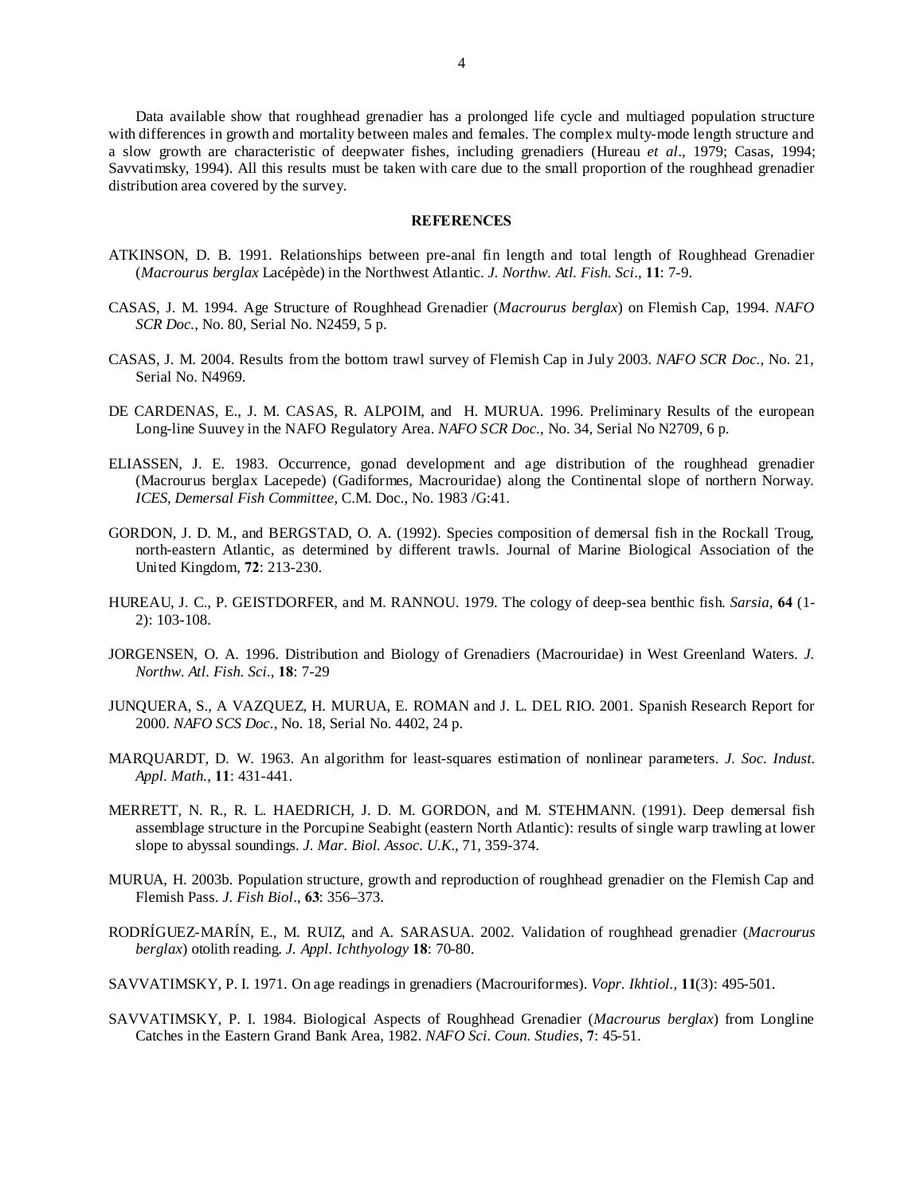Data available show that roughhead grenadier has a prolonged life cycle and multiaged population structure with differences in growth and mortality between males and females. The complex multy-mode length structure and a slow growth are characteristic of deepwater fishes, including grenadiers (Hureau *et al*., 1979; Casas, 1994; Savvatimsky, 1994). All this results must be taken with care due to the small proportion of the roughhead grenadier distribution area covered by the survey.

## REFERENCES

ATKINSON, D. B. 1991. Relationships between pre-anal fin length and total length of Roughhead Grenadier (*Macrourus berglax* Lacépède) in the Northwest Atlantic. *J. Northw. Atl. Fish. Sci*., **11**: 7-9.

CASAS, J. M. 1994. Age Structure of Roughhead Grenadier (*Macrourus berglax*) on Flemish Cap, 1994. *NAFO SCR Doc*., No. 80, Serial No. N2459, 5 p.

CASAS, J. M. 2004. Results from the bottom trawl survey of Flemish Cap in July 2003. *NAFO SCR Doc*., No. 21, Serial No. N4969.

DE CARDENAS, E., J. M. CASAS, R. ALPOIM, and H. MURUA. 1996. Preliminary Results of the european Long-line Suuvey in the NAFO Regulatory Area. *NAFO SCR Doc*., No. 34, Serial No N2709, 6 p.

ELIASSEN, J. E. 1983. Occurrence, gonad development and age distribution of the roughhead grenadier (Macrourus berglax Lacepede) (Gadiformes, Macrouridae) along the Continental slope of northern Norway. *ICES, Demersal Fish Committee*, C.M. Doc., No. 1983 /G:41.

GORDON, J. D. M., and BERGSTAD, O. A. (1992). Species composition of demersal fish in the Rockall Troug, north-eastern Atlantic, as determined by different trawls. Journal of Marine Biological Association of the United Kingdom, **72**: 213-230.

HUREAU, J. C., P. GEISTDORFER, and M. RANNOU. 1979. The cology of deep-sea benthic fish. *Sarsia*, **64** (1-2): 103-108.

JORGENSEN, O. A. 1996. Distribution and Biology of Grenadiers (Macrouridae) in West Greenland Waters. *J. Northw. Atl. Fish. Sci*., **18**: 7-29

JUNQUERA, S., A VAZQUEZ, H. MURUA, E. ROMAN and J. L. DEL RIO. 2001. Spanish Research Report for 2000. *NAFO SCS Doc*., No. 18, Serial No. 4402, 24 p.

MARQUARDT, D. W. 1963. An algorithm for least-squares estimation of nonlinear parameters. *J. Soc. Indust. Appl. Math*., **11**: 431-441.

MERRETT, N. R., R. L. HAEDRICH, J. D. M. GORDON, and M. STEHMANN. (1991). Deep demersal fish assemblage structure in the Porcupine Seabight (eastern North Atlantic): results of single warp trawling at lower slope to abyssal soundings. *J. Mar. Biol. Assoc. U.K*., 71, 359-374.

MURUA, H. 2003b. Population structure, growth and reproduction of roughhead grenadier on the Flemish Cap and Flemish Pass. *J. Fish Biol*., **63**: 356–373.

RODRÍGUEZ-MARÍN, E., M. RUIZ, and A. SARASUA. 2002. Validation of roughhead grenadier (*Macrourus berglax*) otolith reading. *J. Appl. Ichthyology* **18**: 70-80.

SAVVATIMSKY, P. I. 1971. On age readings in grenadiers (Macrouriformes). *Vopr. Ikhtiol.,* **11**(3): 495-501.

SAVVATIMSKY, P. I. 1984. Biological Aspects of Roughhead Grenadier (*Macrourus berglax*) from Longline Catches in the Eastern Grand Bank Area, 1982. *NAFO Sci. Coun. Studies*, **7**: 45-51.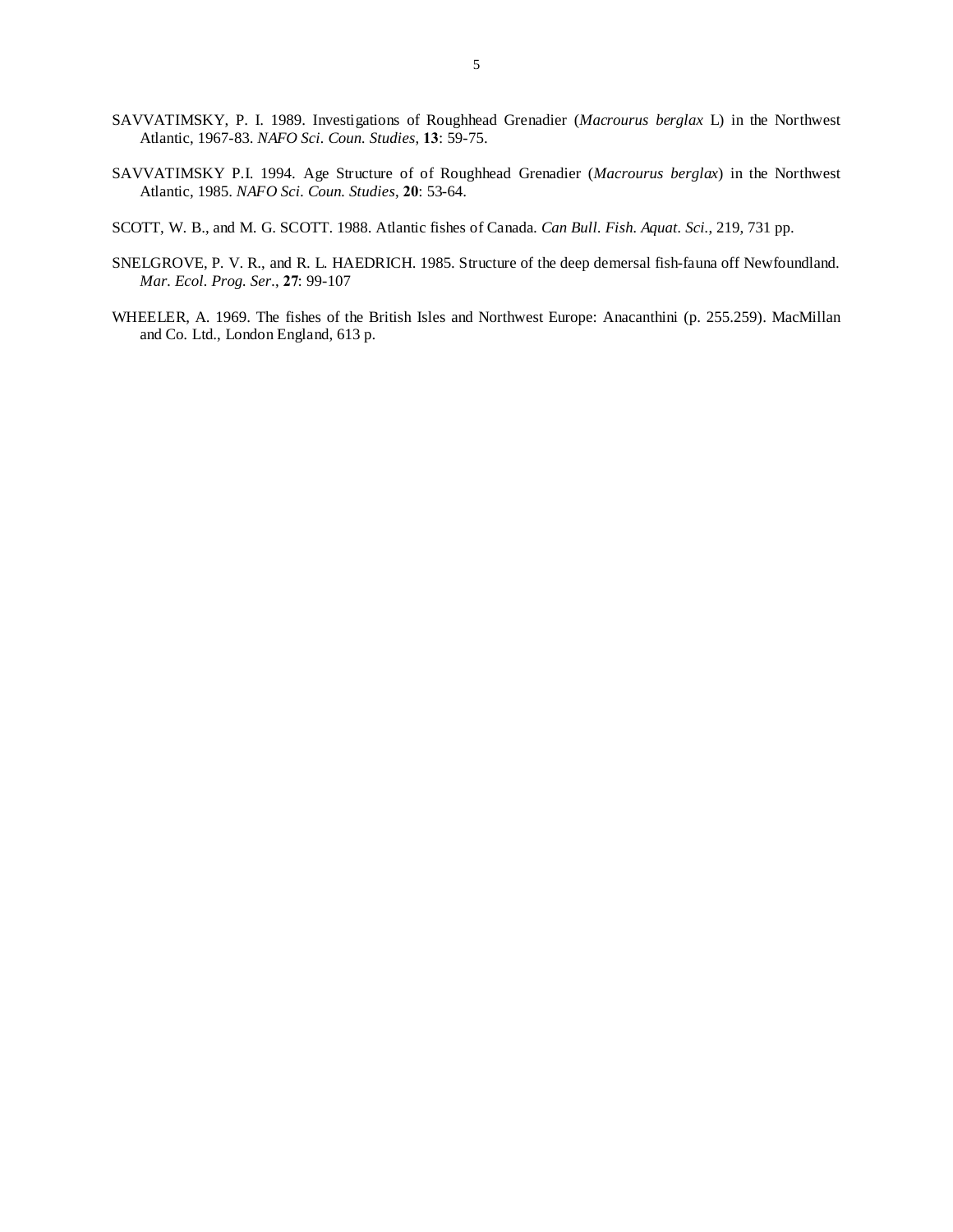SAVVATIMSKY, P. I. 1989. Investigations of Roughhead Grenadier (*Macrourus berglax* L) in the Northwest Atlantic, 1967-83. *NAFO Sci. Coun. Studies*, **13**: 59-75.

SAVVATIMSKY P.I. 1994. Age Structure of of Roughhead Grenadier (*Macrourus berglax*) in the Northwest Atlantic, 1985. *NAFO Sci. Coun. Studies*, **20**: 53-64.

SCOTT, W. B., and M. G. SCOTT. 1988. Atlantic fishes of Canada. *Can Bull. Fish. Aquat. Sci.*, 219, 731 pp.

SNELGROVE, P. V. R., and R. L. HAEDRICH. 1985. Structure of the deep demersal fish-fauna off Newfoundland. *Mar. Ecol. Prog. Ser.*, **27**: 99-107

WHEELER, A. 1969. The fishes of the British Isles and Northwest Europe: Anacanthini (p. 255.259). MacMillan and Co. Ltd., London England, 613 p.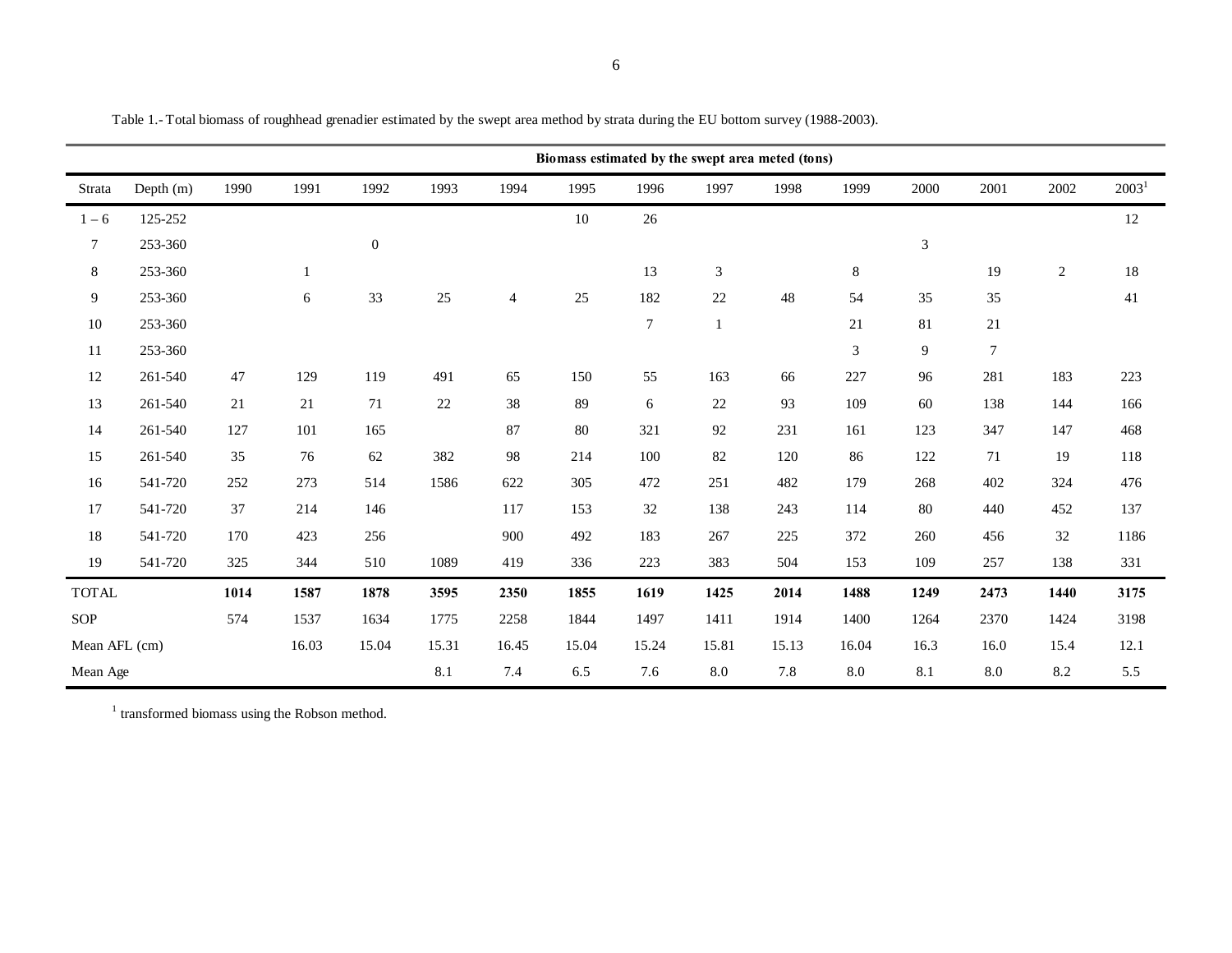Table 1.- Total biomass of roughhead grenadier estimated by the swept area method by strata during the EU bottom survey (1988-2003).

| | | Biomass estimated by the swept area meted (tons) | | | | | | | | | | | | | |
|---|---|---|---|---|---|---|---|---|---|---|---|---|---|---|---|
| Strata | Depth (m) | 1990 | 1991 | 1992 | 1993 | 1994 | 1995 | 1996 | 1997 | 1998 | 1999 | 2000 | 2001 | 2002 | 2003[1] |
| 1 – 6 | 125-252 | | | | | | 10 | 26 | | | | | | | 12 |
| 7 | 253-360 | | | 0 | | | | | | | | 3 | | | |
| 8 | 253-360 | | 1 | | | | | 13 | 3 | | 8 | | 19 | 2 | 18 |
| 9 | 253-360 | | 6 | 33 | 25 | 4 | 25 | 182 | 22 | 48 | 54 | 35 | 35 | | 41 |
| 10 | 253-360 | | | | | | | 7 | 1 | | 21 | 81 | 21 | | |
| 11 | 253-360 | | | | | | | | | | 3 | 9 | 7 | | |
| 12 | 261-540 | 47 | 129 | 119 | 491 | 65 | 150 | 55 | 163 | 66 | 227 | 96 | 281 | 183 | 223 |
| 13 | 261-540 | 21 | 21 | 71 | 22 | 38 | 89 | 6 | 22 | 93 | 109 | 60 | 138 | 144 | 166 |
| 14 | 261-540 | 127 | 101 | 165 | | 87 | 80 | 321 | 92 | 231 | 161 | 123 | 347 | 147 | 468 |
| 15 | 261-540 | 35 | 76 | 62 | 382 | 98 | 214 | 100 | 82 | 120 | 86 | 122 | 71 | 19 | 118 |
| 16 | 541-720 | 252 | 273 | 514 | 1586 | 622 | 305 | 472 | 251 | 482 | 179 | 268 | 402 | 324 | 476 |
| 17 | 541-720 | 37 | 214 | 146 | | 117 | 153 | 32 | 138 | 243 | 114 | 80 | 440 | 452 | 137 |
| 18 | 541-720 | 170 | 423 | 256 | | 900 | 492 | 183 | 267 | 225 | 372 | 260 | 456 | 32 | 1186 |
| 19 | 541-720 | 325 | 344 | 510 | 1089 | 419 | 336 | 223 | 383 | 504 | 153 | 109 | 257 | 138 | 331 |
| **TOTAL** | | **1014** | **1587** | **1878** | **3595** | **2350** | **1855** | **1619** | **1425** | **2014** | **1488** | **1249** | **2473** | **1440** | **3175** |
| SOP | | 574 | 1537 | 1634 | 1775 | 2258 | 1844 | 1497 | 1411 | 1914 | 1400 | 1264 | 2370 | 1424 | 3198 |
| Mean AFL (cm) | | | 16.03 | 15.04 | 15.31 | 16.45 | 15.04 | 15.24 | 15.81 | 15.13 | 16.04 | 16.3 | 16.0 | 15.4 | 12.1 |
| Mean Age | | | | | 8.1 | 7.4 | 6.5 | 7.6 | 8.0 | 7.8 | 8.0 | 8.1 | 8.0 | 8.2 | 5.5 |

[1] transformed biomass using the Robson method.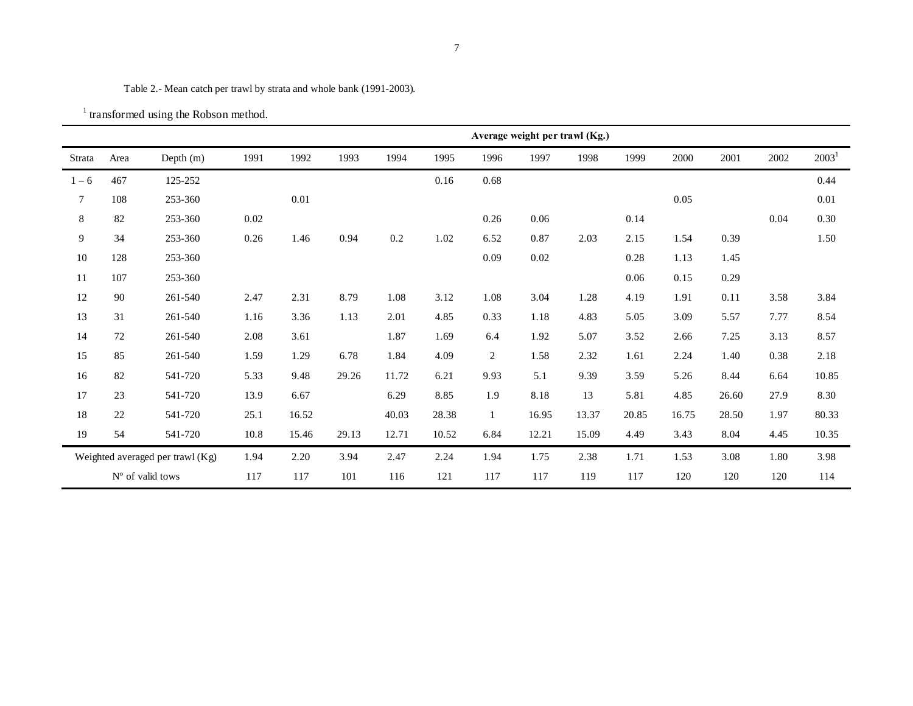Table 2.- Mean catch per trawl by strata and whole bank (1991-2003).

[1] transformed using the Robson method.

| | | | Average weight per trawl (Kg.) | | | | | | | | | | | | |
|---|---|---|---|---|---|---|---|---|---|---|---|---|---|---|---|
| Strata | Area | Depth (m) | 1991 | 1992 | 1993 | 1994 | 1995 | 1996 | 1997 | 1998 | 1999 | 2000 | 2001 | 2002 | 2003[1] |
| 1 – 6 | 467 | 125-252 | | | | | 0.16 | 0.68 | | | | | | | 0.44 |
| 7 | 108 | 253-360 | | 0.01 | | | | | | | | 0.05 | | | 0.01 |
| 8 | 82 | 253-360 | 0.02 | | | | | 0.26 | 0.06 | | 0.14 | | | 0.04 | 0.30 |
| 9 | 34 | 253-360 | 0.26 | 1.46 | 0.94 | 0.2 | 1.02 | 6.52 | 0.87 | 2.03 | 2.15 | 1.54 | 0.39 | | 1.50 |
| 10 | 128 | 253-360 | | | | | | 0.09 | 0.02 | | 0.28 | 1.13 | 1.45 | | |
| 11 | 107 | 253-360 | | | | | | | | | 0.06 | 0.15 | 0.29 | | |
| 12 | 90 | 261-540 | 2.47 | 2.31 | 8.79 | 1.08 | 3.12 | 1.08 | 3.04 | 1.28 | 4.19 | 1.91 | 0.11 | 3.58 | 3.84 |
| 13 | 31 | 261-540 | 1.16 | 3.36 | 1.13 | 2.01 | 4.85 | 0.33 | 1.18 | 4.83 | 5.05 | 3.09 | 5.57 | 7.77 | 8.54 |
| 14 | 72 | 261-540 | 2.08 | 3.61 | | 1.87 | 1.69 | 6.4 | 1.92 | 5.07 | 3.52 | 2.66 | 7.25 | 3.13 | 8.57 |
| 15 | 85 | 261-540 | 1.59 | 1.29 | 6.78 | 1.84 | 4.09 | 2 | 1.58 | 2.32 | 1.61 | 2.24 | 1.40 | 0.38 | 2.18 |
| 16 | 82 | 541-720 | 5.33 | 9.48 | 29.26 | 11.72 | 6.21 | 9.93 | 5.1 | 9.39 | 3.59 | 5.26 | 8.44 | 6.64 | 10.85 |
| 17 | 23 | 541-720 | 13.9 | 6.67 | | 6.29 | 8.85 | 1.9 | 8.18 | 13 | 5.81 | 4.85 | 26.60 | 27.9 | 8.30 |
| 18 | 22 | 541-720 | 25.1 | 16.52 | | 40.03 | 28.38 | 1 | 16.95 | 13.37 | 20.85 | 16.75 | 28.50 | 1.97 | 80.33 |
| 19 | 54 | 541-720 | 10.8 | 15.46 | 29.13 | 12.71 | 10.52 | 6.84 | 12.21 | 15.09 | 4.49 | 3.43 | 8.04 | 4.45 | 10.35 |
| Weighted averaged per trawl (Kg) | | | 1.94 | 2.20 | 3.94 | 2.47 | 2.24 | 1.94 | 1.75 | 2.38 | 1.71 | 1.53 | 3.08 | 1.80 | 3.98 |
| Nº of valid tows | | | 117 | 117 | 101 | 116 | 121 | 117 | 117 | 119 | 117 | 120 | 120 | 120 | 114 |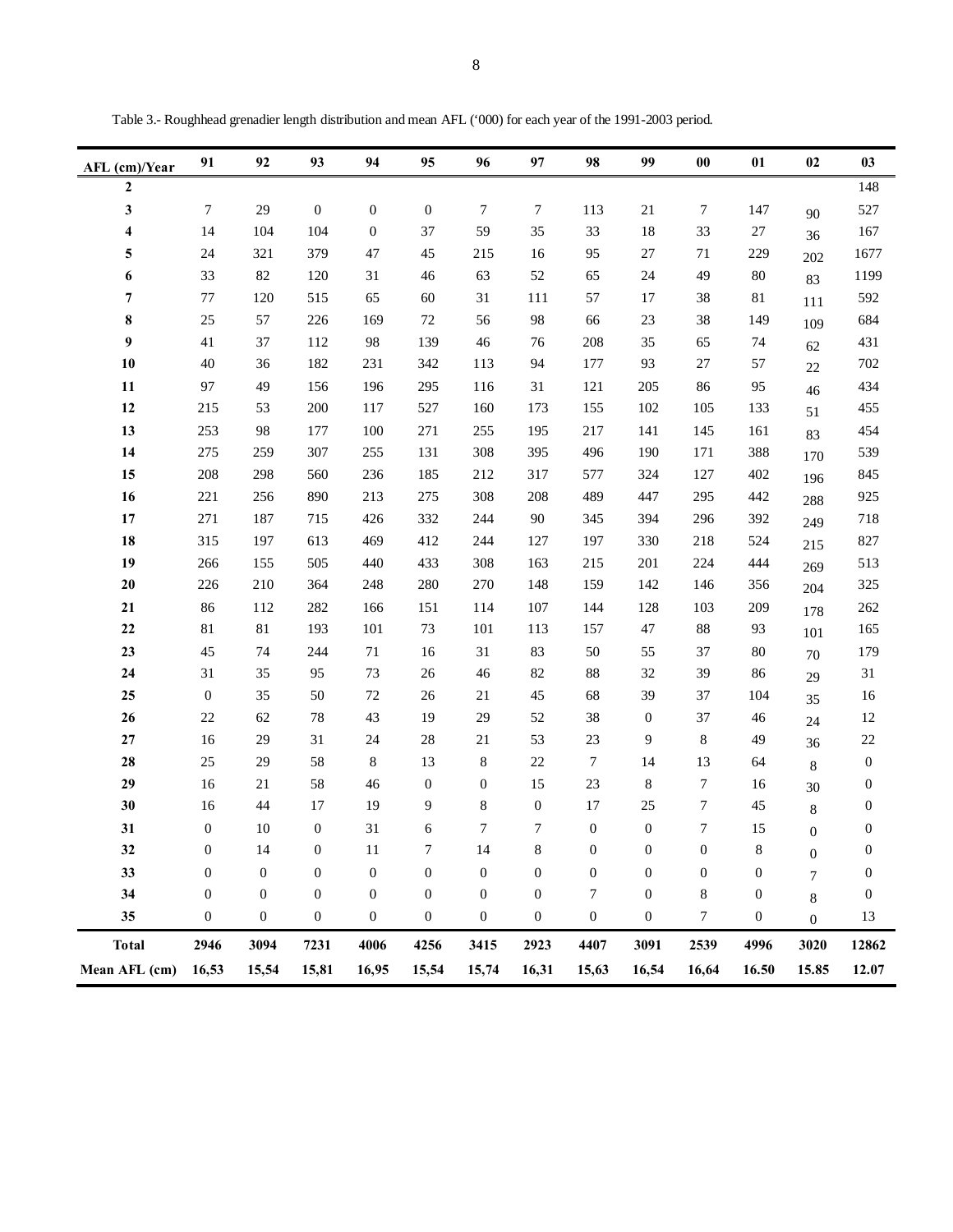Table 3.- Roughhead grenadier length distribution and mean AFL ('000) for each year of the 1991-2003 period.

| AFL (cm)/Year | 91 | 92 | 93 | 94 | 95 | 96 | 97 | 98 | 99 | 00 | 01 | 02 | 03 |
|---|---|---|---|---|---|---|---|---|---|---|---|---|---|
| **2** | | | | | | | | | | | | | 148 |
| **3** | 7 | 29 | 0 | 0 | 0 | 7 | 7 | 113 | 21 | 7 | 147 | 90 | 527 |
| **4** | 14 | 104 | 104 | 0 | 37 | 59 | 35 | 33 | 18 | 33 | 27 | 36 | 167 |
| **5** | 24 | 321 | 379 | 47 | 45 | 215 | 16 | 95 | 27 | 71 | 229 | 202 | 1677 |
| **6** | 33 | 82 | 120 | 31 | 46 | 63 | 52 | 65 | 24 | 49 | 80 | 83 | 1199 |
| **7** | 77 | 120 | 515 | 65 | 60 | 31 | 111 | 57 | 17 | 38 | 81 | 111 | 592 |
| **8** | 25 | 57 | 226 | 169 | 72 | 56 | 98 | 66 | 23 | 38 | 149 | 109 | 684 |
| **9** | 41 | 37 | 112 | 98 | 139 | 46 | 76 | 208 | 35 | 65 | 74 | 62 | 431 |
| **10** | 40 | 36 | 182 | 231 | 342 | 113 | 94 | 177 | 93 | 27 | 57 | 22 | 702 |
| **11** | 97 | 49 | 156 | 196 | 295 | 116 | 31 | 121 | 205 | 86 | 95 | 46 | 434 |
| **12** | 215 | 53 | 200 | 117 | 527 | 160 | 173 | 155 | 102 | 105 | 133 | 51 | 455 |
| **13** | 253 | 98 | 177 | 100 | 271 | 255 | 195 | 217 | 141 | 145 | 161 | 83 | 454 |
| **14** | 275 | 259 | 307 | 255 | 131 | 308 | 395 | 496 | 190 | 171 | 388 | 170 | 539 |
| **15** | 208 | 298 | 560 | 236 | 185 | 212 | 317 | 577 | 324 | 127 | 402 | 196 | 845 |
| **16** | 221 | 256 | 890 | 213 | 275 | 308 | 208 | 489 | 447 | 295 | 442 | 288 | 925 |
| **17** | 271 | 187 | 715 | 426 | 332 | 244 | 90 | 345 | 394 | 296 | 392 | 249 | 718 |
| **18** | 315 | 197 | 613 | 469 | 412 | 244 | 127 | 197 | 330 | 218 | 524 | 215 | 827 |
| **19** | 266 | 155 | 505 | 440 | 433 | 308 | 163 | 215 | 201 | 224 | 444 | 269 | 513 |
| **20** | 226 | 210 | 364 | 248 | 280 | 270 | 148 | 159 | 142 | 146 | 356 | 204 | 325 |
| **21** | 86 | 112 | 282 | 166 | 151 | 114 | 107 | 144 | 128 | 103 | 209 | 178 | 262 |
| **22** | 81 | 81 | 193 | 101 | 73 | 101 | 113 | 157 | 47 | 88 | 93 | 101 | 165 |
| **23** | 45 | 74 | 244 | 71 | 16 | 31 | 83 | 50 | 55 | 37 | 80 | 70 | 179 |
| **24** | 31 | 35 | 95 | 73 | 26 | 46 | 82 | 88 | 32 | 39 | 86 | 29 | 31 |
| **25** | 0 | 35 | 50 | 72 | 26 | 21 | 45 | 68 | 39 | 37 | 104 | 35 | 16 |
| **26** | 22 | 62 | 78 | 43 | 19 | 29 | 52 | 38 | 0 | 37 | 46 | 24 | 12 |
| **27** | 16 | 29 | 31 | 24 | 28 | 21 | 53 | 23 | 9 | 8 | 49 | 36 | 22 |
| **28** | 25 | 29 | 58 | 8 | 13 | 8 | 22 | 7 | 14 | 13 | 64 | 8 | 0 |
| **29** | 16 | 21 | 58 | 46 | 0 | 0 | 15 | 23 | 8 | 7 | 16 | 30 | 0 |
| **30** | 16 | 44 | 17 | 19 | 9 | 8 | 0 | 17 | 25 | 7 | 45 | 8 | 0 |
| **31** | 0 | 10 | 0 | 31 | 6 | 7 | 7 | 0 | 0 | 7 | 15 | 0 | 0 |
| **32** | 0 | 14 | 0 | 11 | 7 | 14 | 8 | 0 | 0 | 0 | 8 | 0 | 0 |
| **33** | 0 | 0 | 0 | 0 | 0 | 0 | 0 | 0 | 0 | 0 | 0 | 7 | 0 |
| **34** | 0 | 0 | 0 | 0 | 0 | 0 | 0 | 7 | 0 | 8 | 0 | 8 | 0 |
| **35** | 0 | 0 | 0 | 0 | 0 | 0 | 0 | 0 | 0 | 7 | 0 | 0 | 13 |
| **Total** | **2946** | **3094** | **7231** | **4006** | **4256** | **3415** | **2923** | **4407** | **3091** | **2539** | **4996** | **3020** | **12862** |
| **Mean AFL (cm)** | **16,53** | **15,54** | **15,81** | **16,95** | **15,54** | **15,74** | **16,31** | **15,63** | **16,54** | **16,64** | **16.50** | **15.85** | **12.07** |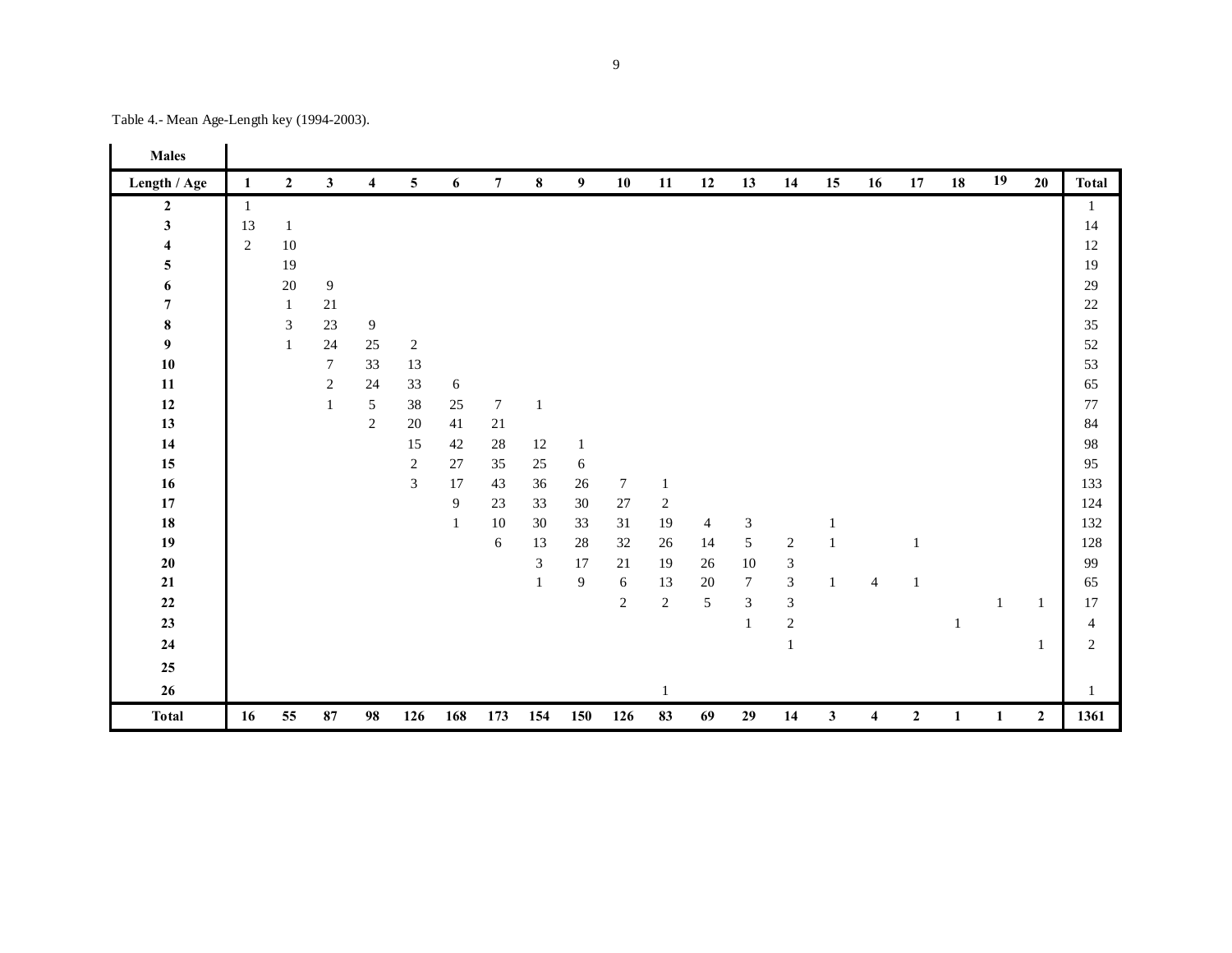Table 4.- Mean Age-Length key (1994-2003).

**Males**

| Length / Age | 1 | 2 | 3 | 4 | 5 | 6 | 7 | 8 | 9 | 10 | 11 | 12 | 13 | 14 | 15 | 16 | 17 | 18 | 19 | 20 | Total |
|---|---|---|---|---|---|---|---|---|---|---|---|---|---|---|---|---|---|---|---|---|---|
| **2** | 1 | | | | | | | | | | | | | | | | | | | | 1 |
| **3** | 13 | 1 | | | | | | | | | | | | | | | | | | | 14 |
| **4** | 2 | 10 | | | | | | | | | | | | | | | | | | | 12 |
| **5** | | 19 | | | | | | | | | | | | | | | | | | | 19 |
| **6** | | 20 | 9 | | | | | | | | | | | | | | | | | | 29 |
| **7** | | 1 | 21 | | | | | | | | | | | | | | | | | | 22 |
| **8** | | 3 | 23 | 9 | | | | | | | | | | | | | | | | | 35 |
| **9** | | 1 | 24 | 25 | 2 | | | | | | | | | | | | | | | | 52 |
| **10** | | | 7 | 33 | 13 | | | | | | | | | | | | | | | | 53 |
| **11** | | | 2 | 24 | 33 | 6 | | | | | | | | | | | | | | | 65 |
| **12** | | | 1 | 5 | 38 | 25 | 7 | 1 | | | | | | | | | | | | | 77 |
| **13** | | | | 2 | 20 | 41 | 21 | | | | | | | | | | | | | | 84 |
| **14** | | | | | 15 | 42 | 28 | 12 | 1 | | | | | | | | | | | | 98 |
| **15** | | | | | 2 | 27 | 35 | 25 | 6 | | | | | | | | | | | | 95 |
| **16** | | | | | 3 | 17 | 43 | 36 | 26 | 7 | 1 | | | | | | | | | | 133 |
| **17** | | | | | | 9 | 23 | 33 | 30 | 27 | 2 | | | | | | | | | | 124 |
| **18** | | | | | | 1 | 10 | 30 | 33 | 31 | 19 | 4 | 3 | | 1 | | | | | | 132 |
| **19** | | | | | | | 6 | 13 | 28 | 32 | 26 | 14 | 5 | 2 | 1 | | 1 | | | | 128 |
| **20** | | | | | | | | 3 | 17 | 21 | 19 | 26 | 10 | 3 | | | | | | | 99 |
| **21** | | | | | | | | 1 | 9 | 6 | 13 | 20 | 7 | 3 | 1 | 4 | 1 | | | | 65 |
| **22** | | | | | | | | | | 2 | 2 | 5 | 3 | 3 | | | | | 1 | 1 | 17 |
| **23** | | | | | | | | | | | | | 1 | 2 | | | | 1 | | | 4 |
| **24** | | | | | | | | | | | | | | 1 | | | | | | 1 | 2 |
| **25** | | | | | | | | | | | | | | | | | | | | | |
| **26** | | | | | | | | | | | 1 | | | | | | | | | | 1 |
| **Total** | **16** | **55** | **87** | **98** | **126** | **168** | **173** | **154** | **150** | **126** | **83** | **69** | **29** | **14** | **3** | **4** | **2** | **1** | **1** | **2** | **1361** |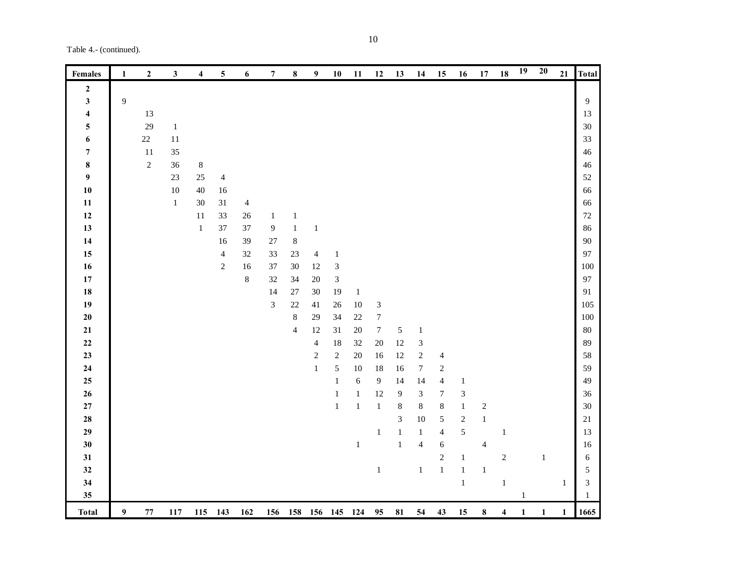Table 4.- (continued).

| Females | 1 | 2 | 3 | 4 | 5 | 6 | 7 | 8 | 9 | 10 | 11 | 12 | 13 | 14 | 15 | 16 | 17 | 18 | 19 | 20 | 21 | Total |
|---|---|---|---|---|---|---|---|---|---|---|---|---|---|---|---|---|---|---|---|---|---|---|
| 2 | | | | | | | | | | | | | | | | | | | | | | |
| 3 | 9 | | | | | | | | | | | | | | | | | | | | | 9 |
| 4 | | 13 | | | | | | | | | | | | | | | | | | | | 13 |
| 5 | | 29 | 1 | | | | | | | | | | | | | | | | | | | 30 |
| 6 | | 22 | 11 | | | | | | | | | | | | | | | | | | | 33 |
| 7 | | 11 | 35 | | | | | | | | | | | | | | | | | | | 46 |
| 8 | | 2 | 36 | 8 | | | | | | | | | | | | | | | | | | 46 |
| 9 | | | 23 | 25 | 4 | | | | | | | | | | | | | | | | | 52 |
| 10 | | | 10 | 40 | 16 | | | | | | | | | | | | | | | | | 66 |
| 11 | | | 1 | 30 | 31 | 4 | | | | | | | | | | | | | | | | 66 |
| 12 | | | | 11 | 33 | 26 | 1 | 1 | | | | | | | | | | | | | | 72 |
| 13 | | | | 1 | 37 | 37 | 9 | 1 | 1 | | | | | | | | | | | | | 86 |
| 14 | | | | | 16 | 39 | 27 | 8 | | | | | | | | | | | | | | 90 |
| 15 | | | | | 4 | 32 | 33 | 23 | 4 | 1 | | | | | | | | | | | | 97 |
| 16 | | | | | 2 | 16 | 37 | 30 | 12 | 3 | | | | | | | | | | | | 100 |
| 17 | | | | | | 8 | 32 | 34 | 20 | 3 | | | | | | | | | | | | 97 |
| 18 | | | | | | | 14 | 27 | 30 | 19 | 1 | | | | | | | | | | | 91 |
| 19 | | | | | | | 3 | 22 | 41 | 26 | 10 | 3 | | | | | | | | | | 105 |
| 20 | | | | | | | | 8 | 29 | 34 | 22 | 7 | | | | | | | | | | 100 |
| 21 | | | | | | | | 4 | 12 | 31 | 20 | 7 | 5 | 1 | | | | | | | | 80 |
| 22 | | | | | | | | | 4 | 18 | 32 | 20 | 12 | 3 | | | | | | | | 89 |
| 23 | | | | | | | | | 2 | 2 | 20 | 16 | 12 | 2 | 4 | | | | | | | 58 |
| 24 | | | | | | | | | 1 | 5 | 10 | 18 | 16 | 7 | 2 | | | | | | | 59 |
| 25 | | | | | | | | | | 1 | 6 | 9 | 14 | 14 | 4 | 1 | | | | | | 49 |
| 26 | | | | | | | | | | 1 | 1 | 12 | 9 | 3 | 7 | 3 | | | | | | 36 |
| 27 | | | | | | | | | | 1 | 1 | 1 | 8 | 8 | 8 | 1 | 2 | | | | | 30 |
| 28 | | | | | | | | | | | | | 3 | 10 | 5 | 2 | 1 | | | | | 21 |
| 29 | | | | | | | | | | | | 1 | 1 | 1 | 4 | 5 | | 1 | | | | 13 |
| 30 | | | | | | | | | | | 1 | | 1 | 4 | 6 | | 4 | | | | | 16 |
| 31 | | | | | | | | | | | | | | | 2 | 1 | | 2 | | 1 | | 6 |
| 32 | | | | | | | | | | | | 1 | | 1 | 1 | 1 | 1 | | | | | 5 |
| 34 | | | | | | | | | | | | | | | | 1 | | 1 | | | 1 | 3 |
| 35 | | | | | | | | | | | | | | | | | | | 1 | | | 1 |
| Total | 9 | 77 | 117 | 115 | 143 | 162 | 156 | 158 | 156 | 145 | 124 | 95 | 81 | 54 | 43 | 15 | 8 | 4 | 1 | 1 | 1 | 1665 |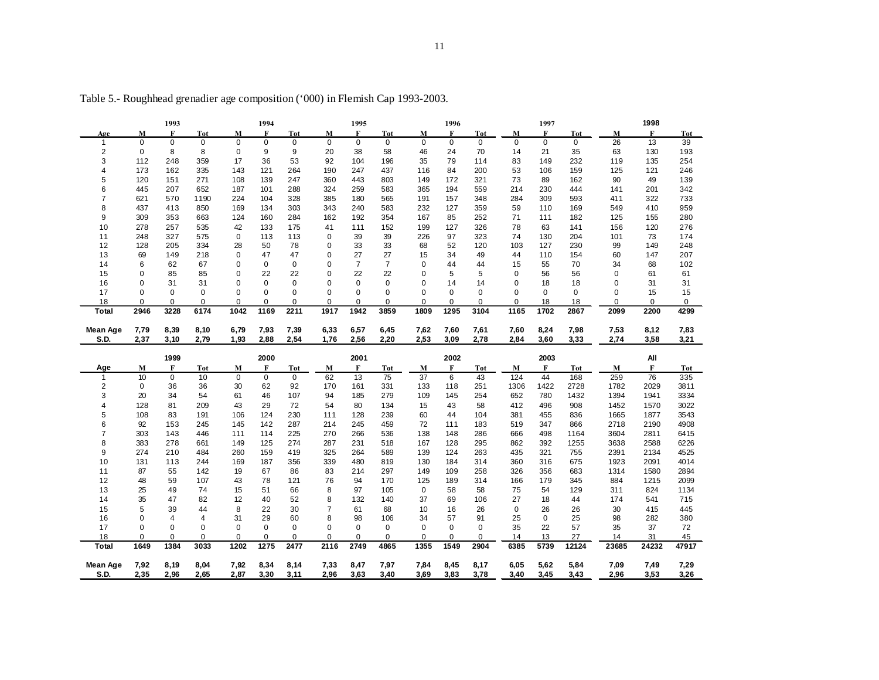Table 5.- Roughhead grenadier age composition ('000) in Flemish Cap 1993-2003.

| | 1993 | | | 1994 | | | 1995 | | | 1996 | | | 1997 | | | 1998 | | |
|---|---|---|---|---|---|---|---|---|---|---|---|---|---|---|---|---|---|---|
| Age | M | F | Tot | M | F | Tot | M | F | Tot | M | F | Tot | M | F | Tot | M | F | Tot |
| 1 | 0 | 0 | 0 | 0 | 0 | 0 | 0 | 0 | 0 | 0 | 0 | 0 | 0 | 0 | 0 | 26 | 13 | 39 |
| 2 | 0 | 8 | 8 | 0 | 9 | 9 | 20 | 38 | 58 | 46 | 24 | 70 | 14 | 21 | 35 | 63 | 130 | 193 |
| 3 | 112 | 248 | 359 | 17 | 36 | 53 | 92 | 104 | 196 | 35 | 79 | 114 | 83 | 149 | 232 | 119 | 135 | 254 |
| 4 | 173 | 162 | 335 | 143 | 121 | 264 | 190 | 247 | 437 | 116 | 84 | 200 | 53 | 106 | 159 | 125 | 121 | 246 |
| 5 | 120 | 151 | 271 | 108 | 139 | 247 | 360 | 443 | 803 | 149 | 172 | 321 | 73 | 89 | 162 | 90 | 49 | 139 |
| 6 | 445 | 207 | 652 | 187 | 101 | 288 | 324 | 259 | 583 | 365 | 194 | 559 | 214 | 230 | 444 | 141 | 201 | 342 |
| 7 | 621 | 570 | 1190 | 224 | 104 | 328 | 385 | 180 | 565 | 191 | 157 | 348 | 284 | 309 | 593 | 411 | 322 | 733 |
| 8 | 437 | 413 | 850 | 169 | 134 | 303 | 343 | 240 | 583 | 232 | 127 | 359 | 59 | 110 | 169 | 549 | 410 | 959 |
| 9 | 309 | 353 | 663 | 124 | 160 | 284 | 162 | 192 | 354 | 167 | 85 | 252 | 71 | 111 | 182 | 125 | 155 | 280 |
| 10 | 278 | 257 | 535 | 42 | 133 | 175 | 41 | 111 | 152 | 199 | 127 | 326 | 78 | 63 | 141 | 156 | 120 | 276 |
| 11 | 248 | 327 | 575 | 0 | 113 | 113 | 0 | 39 | 39 | 226 | 97 | 323 | 74 | 130 | 204 | 101 | 73 | 174 |
| 12 | 128 | 205 | 334 | 28 | 50 | 78 | 0 | 33 | 33 | 68 | 52 | 120 | 103 | 127 | 230 | 99 | 149 | 248 |
| 13 | 69 | 149 | 218 | 0 | 47 | 47 | 0 | 27 | 27 | 15 | 34 | 49 | 44 | 110 | 154 | 60 | 147 | 207 |
| 14 | 6 | 62 | 67 | 0 | 0 | 0 | 0 | 7 | 7 | 0 | 44 | 44 | 15 | 55 | 70 | 34 | 68 | 102 |
| 15 | 0 | 85 | 85 | 0 | 22 | 22 | 0 | 22 | 22 | 0 | 5 | 5 | 0 | 56 | 56 | 0 | 61 | 61 |
| 16 | 0 | 31 | 31 | 0 | 0 | 0 | 0 | 0 | 0 | 0 | 14 | 14 | 0 | 18 | 18 | 0 | 31 | 31 |
| 17 | 0 | 0 | 0 | 0 | 0 | 0 | 0 | 0 | 0 | 0 | 0 | 0 | 0 | 0 | 0 | 0 | 15 | 15 |
| 18 | 0 | 0 | 0 | 0 | 0 | 0 | 0 | 0 | 0 | 0 | 0 | 0 | 0 | 18 | 18 | 0 | 0 | 0 |
| **Total** | **2946** | **3228** | **6174** | **1042** | **1169** | **2211** | **1917** | **1942** | **3859** | **1809** | **1295** | **3104** | **1165** | **1702** | **2867** | **2099** | **2200** | **4299** |
| **Mean Age** | **7,79** | **8,39** | **8,10** | **6,79** | **7,93** | **7,39** | **6,33** | **6,57** | **6,45** | **7,62** | **7,60** | **7,61** | **7,60** | **8,24** | **7,98** | **7,53** | **8,12** | **7,83** |
| **S.D.** | **2,37** | **3,10** | **2,79** | **1,93** | **2,88** | **2,54** | **1,76** | **2,56** | **2,20** | **2,53** | **3,09** | **2,78** | **2,84** | **3,60** | **3,33** | **2,74** | **3,58** | **3,21** |

| | 1999 | | | 2000 | | | 2001 | | | 2002 | | | 2003 | | | All | | |
|---|---|---|---|---|---|---|---|---|---|---|---|---|---|---|---|---|---|---|
| Age | M | F | Tot | M | F | Tot | M | F | Tot | M | F | Tot | M | F | Tot | M | F | Tot |
| 1 | 10 | 0 | 10 | 0 | 0 | 0 | 62 | 13 | 75 | 37 | 6 | 43 | 124 | 44 | 168 | 259 | 76 | 335 |
| 2 | 0 | 36 | 36 | 30 | 62 | 92 | 170 | 161 | 331 | 133 | 118 | 251 | 1306 | 1422 | 2728 | 1782 | 2029 | 3811 |
| 3 | 20 | 34 | 54 | 61 | 46 | 107 | 94 | 185 | 279 | 109 | 145 | 254 | 652 | 780 | 1432 | 1394 | 1941 | 3334 |
| 4 | 128 | 81 | 209 | 43 | 29 | 72 | 54 | 80 | 134 | 15 | 43 | 58 | 412 | 496 | 908 | 1452 | 1570 | 3022 |
| 5 | 108 | 83 | 191 | 106 | 124 | 230 | 111 | 128 | 239 | 60 | 44 | 104 | 381 | 455 | 836 | 1665 | 1877 | 3543 |
| 6 | 92 | 153 | 245 | 145 | 142 | 287 | 214 | 245 | 459 | 72 | 111 | 183 | 519 | 347 | 866 | 2718 | 2190 | 4908 |
| 7 | 303 | 143 | 446 | 111 | 114 | 225 | 270 | 266 | 536 | 138 | 148 | 286 | 666 | 498 | 1164 | 3604 | 2811 | 6415 |
| 8 | 383 | 278 | 661 | 149 | 125 | 274 | 287 | 231 | 518 | 167 | 128 | 295 | 862 | 392 | 1255 | 3638 | 2588 | 6226 |
| 9 | 274 | 210 | 484 | 260 | 159 | 419 | 325 | 264 | 589 | 139 | 124 | 263 | 435 | 321 | 755 | 2391 | 2134 | 4525 |
| 10 | 131 | 113 | 244 | 169 | 187 | 356 | 339 | 480 | 819 | 130 | 184 | 314 | 360 | 316 | 675 | 1923 | 2091 | 4014 |
| 11 | 87 | 55 | 142 | 19 | 67 | 86 | 83 | 214 | 297 | 149 | 109 | 258 | 326 | 356 | 683 | 1314 | 1580 | 2894 |
| 12 | 48 | 59 | 107 | 43 | 78 | 121 | 76 | 94 | 170 | 125 | 189 | 314 | 166 | 179 | 345 | 884 | 1215 | 2099 |
| 13 | 25 | 49 | 74 | 15 | 51 | 66 | 8 | 97 | 105 | 0 | 58 | 58 | 75 | 54 | 129 | 311 | 824 | 1134 |
| 14 | 35 | 47 | 82 | 12 | 40 | 52 | 8 | 132 | 140 | 37 | 69 | 106 | 27 | 18 | 44 | 174 | 541 | 715 |
| 15 | 5 | 39 | 44 | 8 | 22 | 30 | 7 | 61 | 68 | 10 | 16 | 26 | 0 | 26 | 26 | 30 | 415 | 445 |
| 16 | 0 | 4 | 4 | 31 | 29 | 60 | 8 | 98 | 106 | 34 | 57 | 91 | 25 | 0 | 25 | 98 | 282 | 380 |
| 17 | 0 | 0 | 0 | 0 | 0 | 0 | 0 | 0 | 0 | 0 | 0 | 0 | 35 | 22 | 57 | 35 | 37 | 72 |
| 18 | 0 | 0 | 0 | 0 | 0 | 0 | 0 | 0 | 0 | 0 | 0 | 0 | 14 | 13 | 27 | 14 | 31 | 45 |
| **Total** | **1649** | **1384** | **3033** | **1202** | **1275** | **2477** | **2116** | **2749** | **4865** | **1355** | **1549** | **2904** | **6385** | **5739** | **12124** | **23685** | **24232** | **47917** |
| **Mean Age** | **7,92** | **8,19** | **8,04** | **7,92** | **8,34** | **8,14** | **7,33** | **8,47** | **7,97** | **7,84** | **8,45** | **8,17** | **6,05** | **5,62** | **5,84** | **7,09** | **7,49** | **7,29** |
| **S.D.** | **2,35** | **2,96** | **2,65** | **2,87** | **3,30** | **3,11** | **2,96** | **3,63** | **3,40** | **3,69** | **3,83** | **3,78** | **3,40** | **3,45** | **3,43** | **2,96** | **3,53** | **3,26** |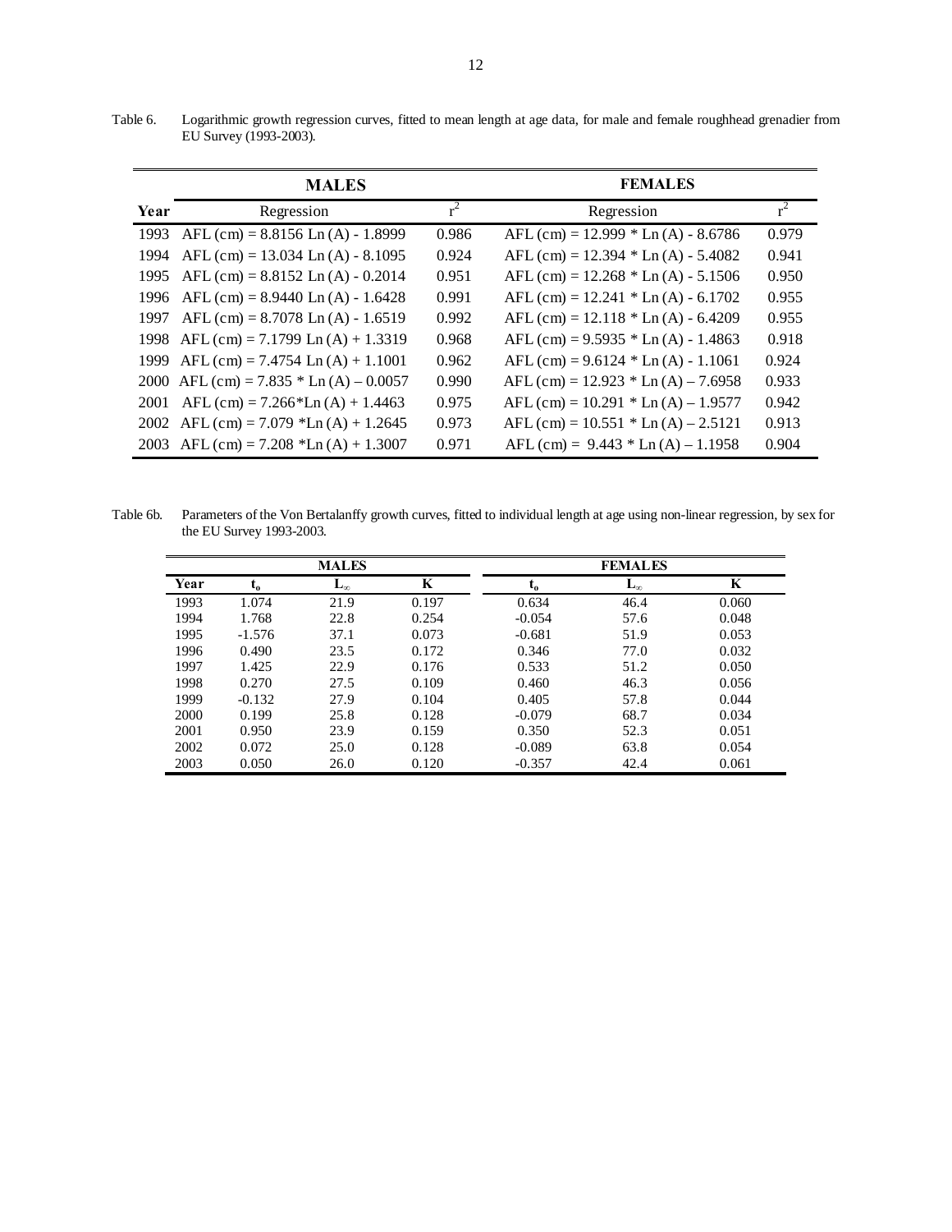Table 6. Logarithmic growth regression curves, fitted to mean length at age data, for male and female roughhead grenadier from EU Survey (1993-2003).

| | **MALES** | | **FEMALES** | |
|---|---|---|---|---|
| **Year** | Regression | $r^2$ | Regression | $r^2$ |
| 1993 | AFL (cm) = 8.8156 Ln (A) - 1.8999 | 0.986 | AFL (cm) = 12.999 * Ln (A) - 8.6786 | 0.979 |
| 1994 | AFL (cm) = 13.034 Ln (A) - 8.1095 | 0.924 | AFL (cm) = 12.394 * Ln (A) - 5.4082 | 0.941 |
| 1995 | AFL (cm) = 8.8152 Ln (A) - 0.2014 | 0.951 | AFL (cm) = 12.268 * Ln (A) - 5.1506 | 0.950 |
| 1996 | AFL (cm) = 8.9440 Ln (A) - 1.6428 | 0.991 | AFL (cm) = 12.241 * Ln (A) - 6.1702 | 0.955 |
| 1997 | AFL (cm) = 8.7078 Ln (A) - 1.6519 | 0.992 | AFL (cm) = 12.118 * Ln (A) - 6.4209 | 0.955 |
| 1998 | AFL (cm) = 7.1799 Ln (A) + 1.3319 | 0.968 | AFL (cm) = 9.5935 * Ln (A) - 1.4863 | 0.918 |
| 1999 | AFL (cm) = 7.4754 Ln (A) + 1.1001 | 0.962 | AFL (cm) = 9.6124 * Ln (A) - 1.1061 | 0.924 |
| 2000 | AFL (cm) = 7.835 * Ln (A) – 0.0057 | 0.990 | AFL (cm) = 12.923 * Ln (A) – 7.6958 | 0.933 |
| 2001 | AFL (cm) = 7.266*Ln (A) + 1.4463 | 0.975 | AFL (cm) = 10.291 * Ln (A) – 1.9577 | 0.942 |
| 2002 | AFL (cm) = 7.079 *Ln (A) + 1.2645 | 0.973 | AFL (cm) = 10.551 * Ln (A) – 2.5121 | 0.913 |
| 2003 | AFL (cm) = 7.208 *Ln (A) + 1.3007 | 0.971 | AFL (cm) = 9.443 * Ln (A) – 1.1958 | 0.904 |

Table 6b. Parameters of the Von Bertalanffy growth curves, fitted to individual length at age using non-linear regression, by sex for the EU Survey 1993-2003.

| | **MALES** | | | **FEMALES** | | |
|---|---|---|---|---|---|---|
| **Year** | $t_0$ | $L_\infty$ | **K** | $t_0$ | $L_\infty$ | **K** |
| 1993 | 1.074 | 21.9 | 0.197 | 0.634 | 46.4 | 0.060 |
| 1994 | 1.768 | 22.8 | 0.254 | -0.054 | 57.6 | 0.048 |
| 1995 | -1.576 | 37.1 | 0.073 | -0.681 | 51.9 | 0.053 |
| 1996 | 0.490 | 23.5 | 0.172 | 0.346 | 77.0 | 0.032 |
| 1997 | 1.425 | 22.9 | 0.176 | 0.533 | 51.2 | 0.050 |
| 1998 | 0.270 | 27.5 | 0.109 | 0.460 | 46.3 | 0.056 |
| 1999 | -0.132 | 27.9 | 0.104 | 0.405 | 57.8 | 0.044 |
| 2000 | 0.199 | 25.8 | 0.128 | -0.079 | 68.7 | 0.034 |
| 2001 | 0.950 | 23.9 | 0.159 | 0.350 | 52.3 | 0.051 |
| 2002 | 0.072 | 25.0 | 0.128 | -0.089 | 63.8 | 0.054 |
| 2003 | 0.050 | 26.0 | 0.120 | -0.357 | 42.4 | 0.061 |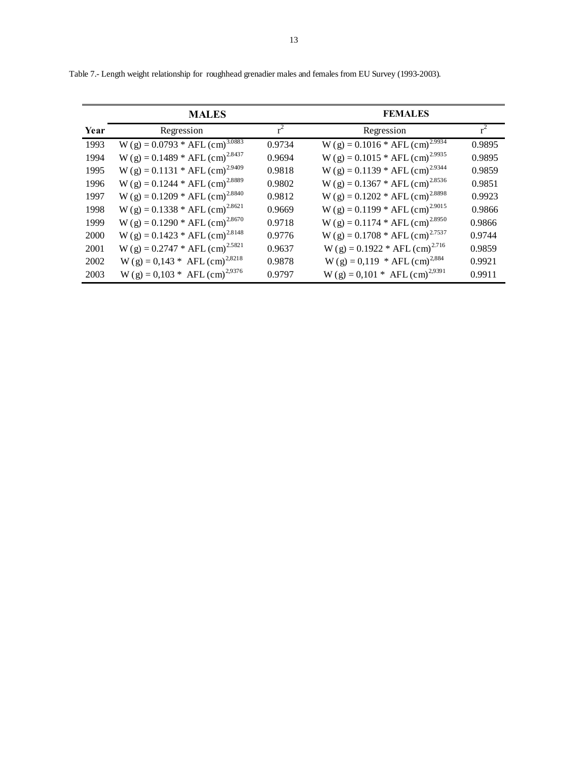Table 7.- Length weight relationship for roughhead grenadier males and females from EU Survey (1993-2003).

| | **MALES** | | **FEMALES** | |
|---|---|---|---|---|
| **Year** | Regression | $r^2$ | Regression | $r^2$ |
| 1993 | $W (g) = 0.0793 * AFL (cm)^{3.0883}$ | 0.9734 | $W (g) = 0.1016 * AFL (cm)^{2.9934}$ | 0.9895 |
| 1994 | $W (g) = 0.1489 * AFL (cm)^{2.8437}$ | 0.9694 | $W (g) = 0.1015 * AFL (cm)^{2.9935}$ | 0.9895 |
| 1995 | $W (g) = 0.1131 * AFL (cm)^{2.9409}$ | 0.9818 | $W (g) = 0.1139 * AFL (cm)^{2.9344}$ | 0.9859 |
| 1996 | $W (g) = 0.1244 * AFL (cm)^{2.8889}$ | 0.9802 | $W (g) = 0.1367 * AFL (cm)^{2.8536}$ | 0.9851 |
| 1997 | $W (g) = 0.1209 * AFL (cm)^{2.8840}$ | 0.9812 | $W (g) = 0.1202 * AFL (cm)^{2.8898}$ | 0.9923 |
| 1998 | $W (g) = 0.1338 * AFL (cm)^{2.8621}$ | 0.9669 | $W (g) = 0.1199 * AFL (cm)^{2.9015}$ | 0.9866 |
| 1999 | $W (g) = 0.1290 * AFL (cm)^{2.8670}$ | 0.9718 | $W (g) = 0.1174 * AFL (cm)^{2.8950}$ | 0.9866 |
| 2000 | $W (g) = 0.1423 * AFL (cm)^{2.8148}$ | 0.9776 | $W (g) = 0.1708 * AFL (cm)^{2.7537}$ | 0.9744 |
| 2001 | $W (g) = 0.2747 * AFL (cm)^{2.5821}$ | 0.9637 | $W (g) = 0.1922 * AFL (cm)^{2.716}$ | 0.9859 |
| 2002 | $W (g) = 0,143 * AFL (cm)^{2,8218}$ | 0.9878 | $W (g) = 0,119 * AFL (cm)^{2,884}$ | 0.9921 |
| 2003 | $W (g) = 0,103 * AFL (cm)^{2,9376}$ | 0.9797 | $W (g) = 0,101 * AFL (cm)^{2,9391}$ | 0.9911 |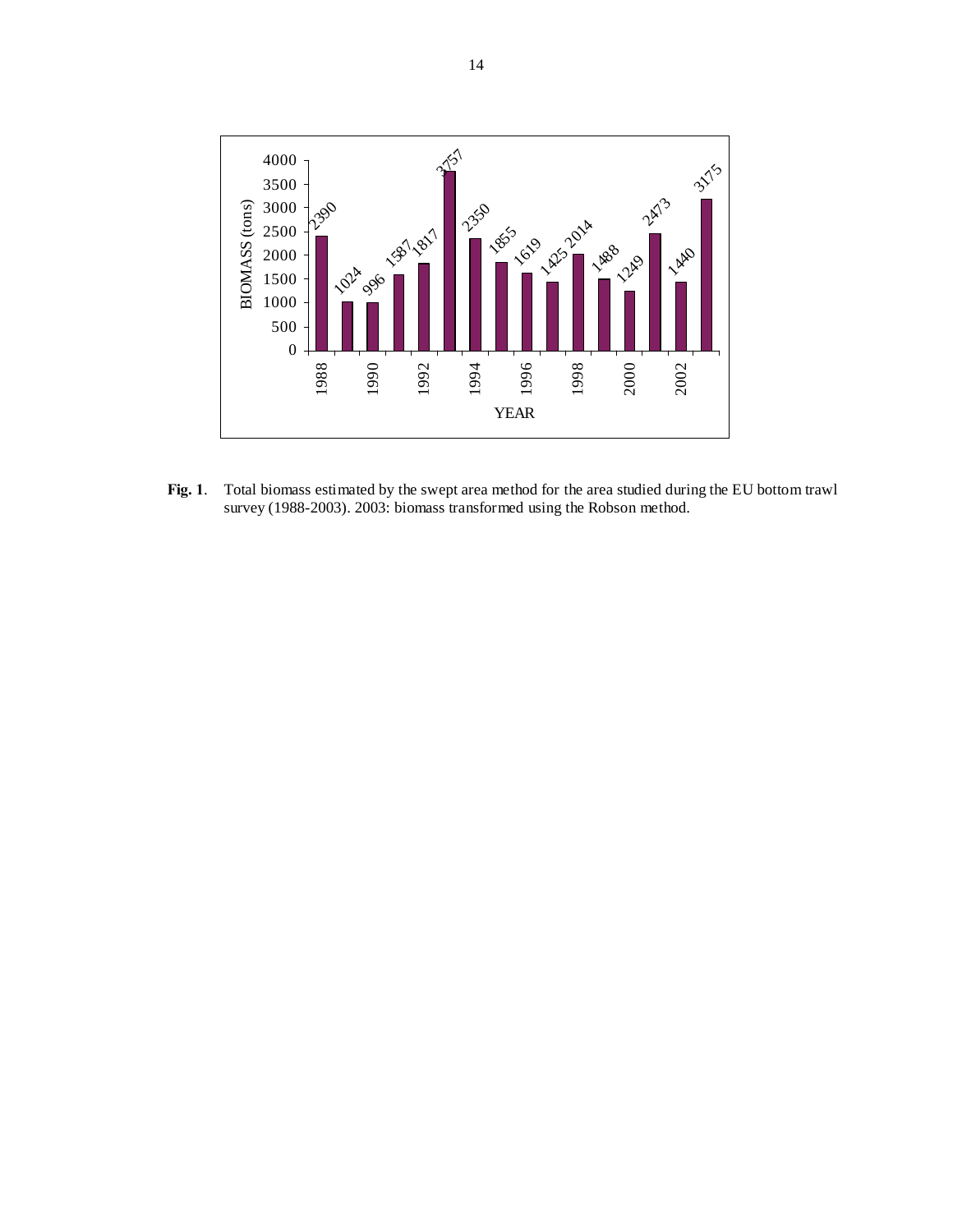**Fig. 1**. Total biomass estimated by the swept area method for the area studied during the EU bottom trawl survey (1988-2003). 2003: biomass transformed using the Robson method.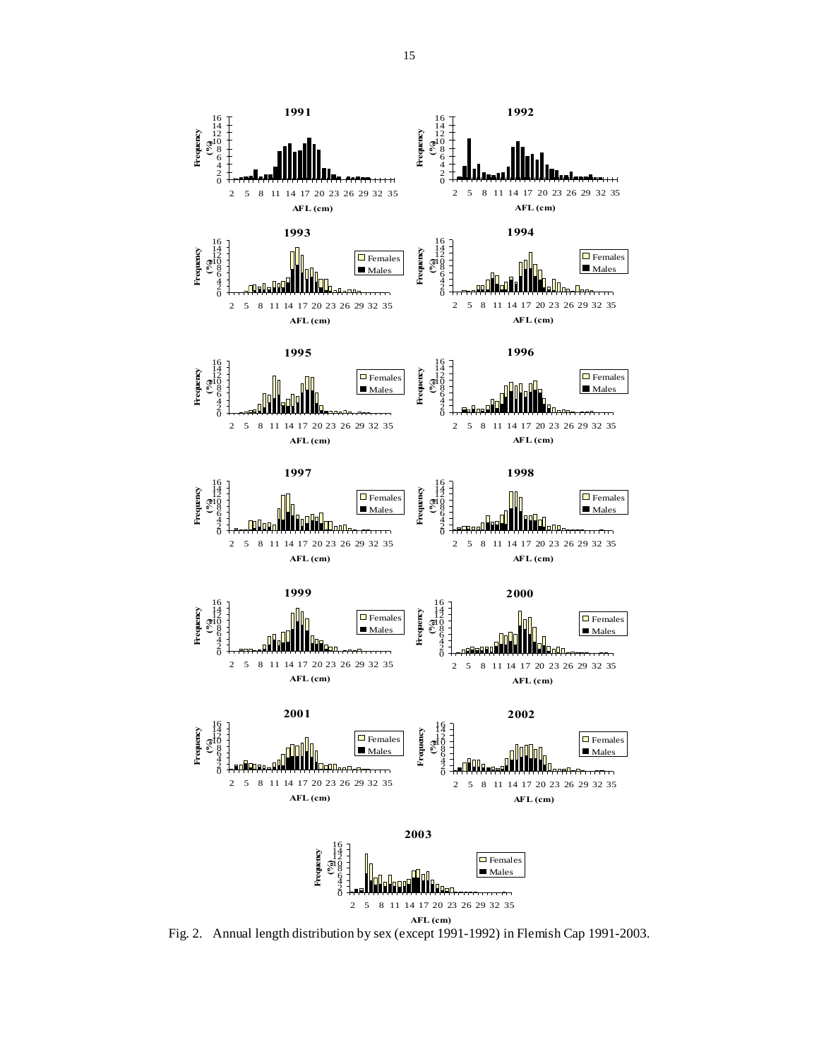Fig. 2. Annual length distribution by sex (except 1991-1992) in Flemish Cap 1991-2003.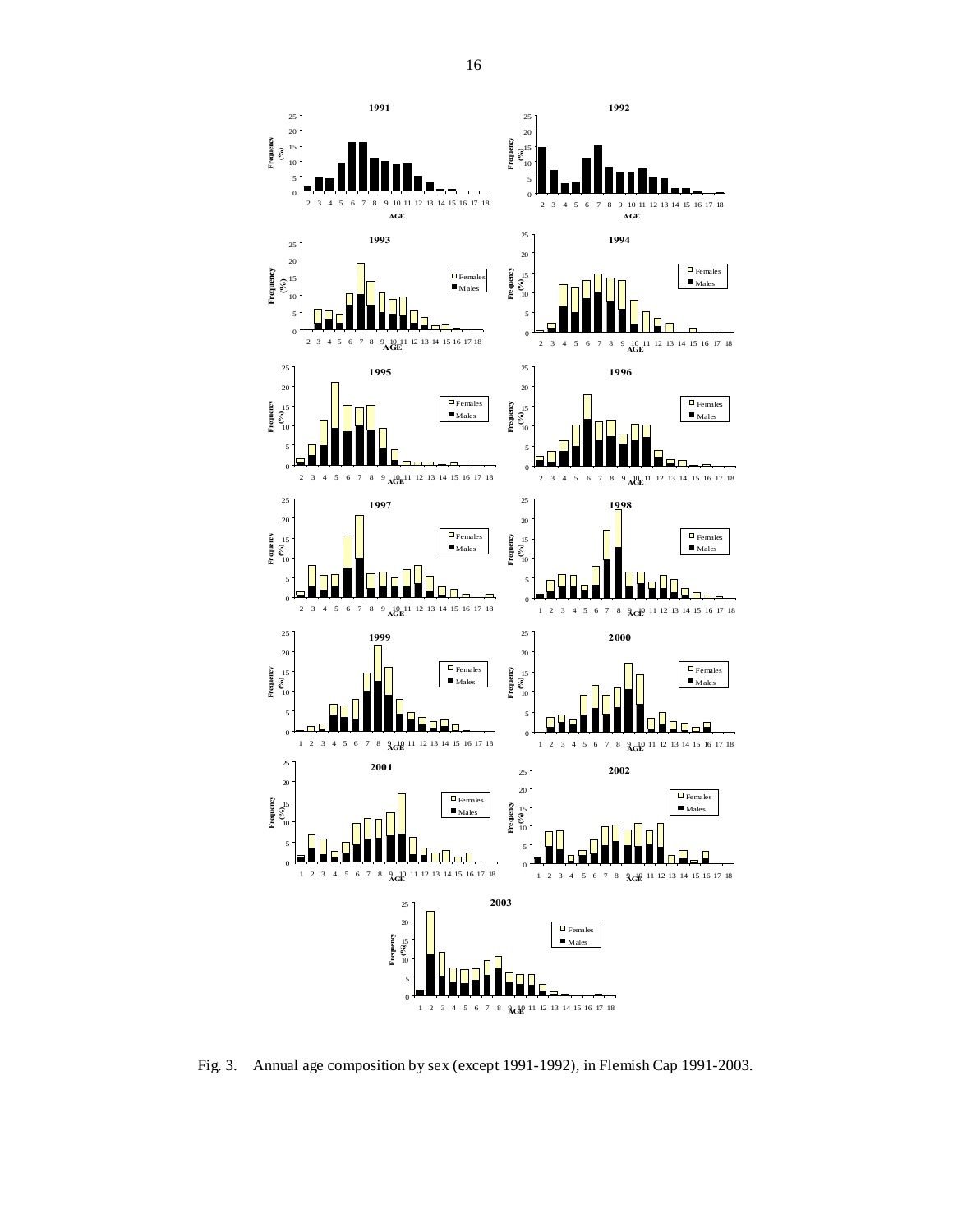Fig. 3. Annual age composition by sex (except 1991-1992), in Flemish Cap 1991-2003.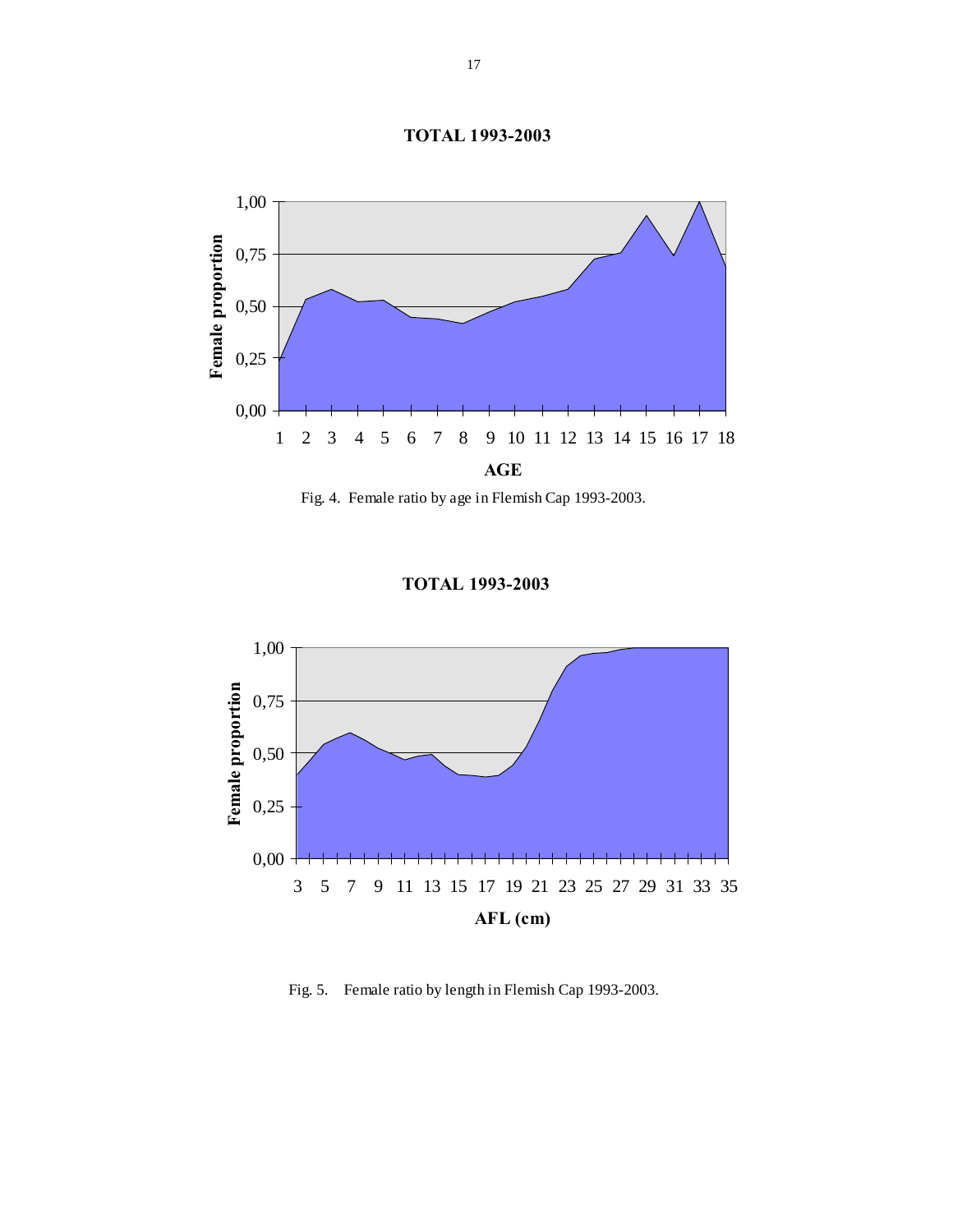TOTAL 1993-2003

Fig. 4. Female ratio by age in Flemish Cap 1993-2003.

TOTAL 1993-2003

Fig. 5. Female ratio by length in Flemish Cap 1993-2003.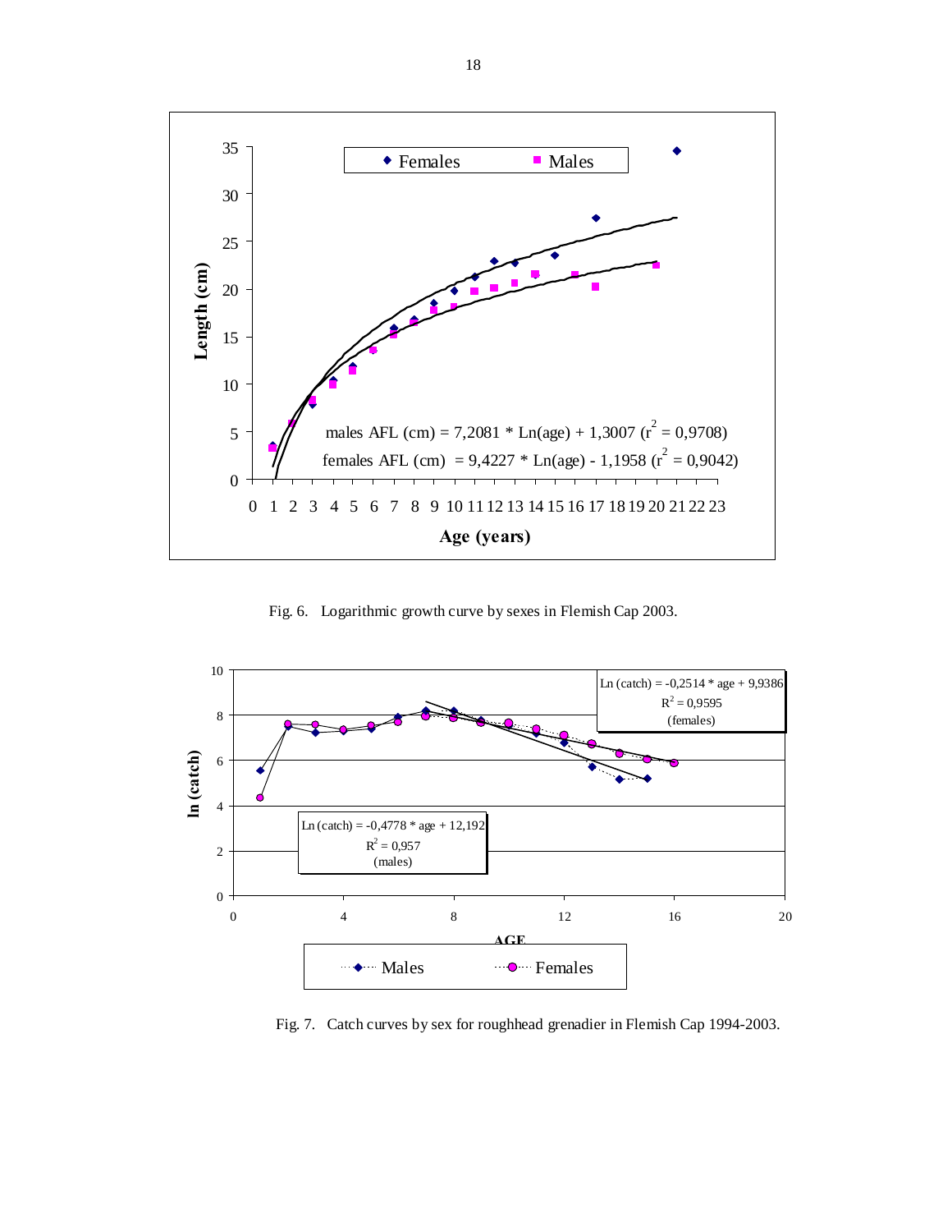Fig. 6. Logarithmic growth curve by sexes in Flemish Cap 2003.

Fig. 7. Catch curves by sex for roughhead grenadier in Flemish Cap 1994-2003.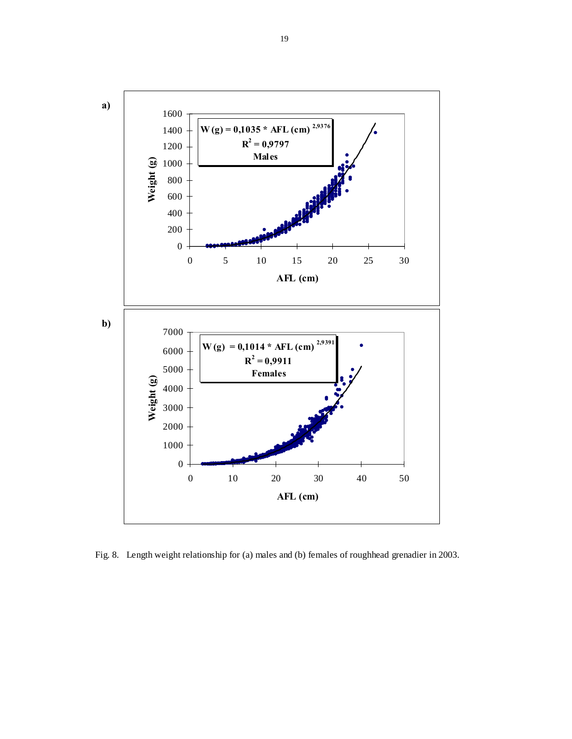a)

$W(g) = 0,1035 * AFL(cm)^{2,9376}$

$R^2 = 0,9797$

Males

Weight (g)

1600
1400
1200
1000
800
600
400
200
0

0 5 10 15 20 25 30

AFL (cm)

b)

$W(g) = 0,1014 * AFL(cm)^{2,9391}$

$R^2 = 0,9911$

Females

Weight (g)

7000
6000
5000
4000
3000
2000
1000
0

0 10 20 30 40 50

AFL (cm)

Fig. 8. Length weight relationship for (a) males and (b) females of roughhead grenadier in 2003.